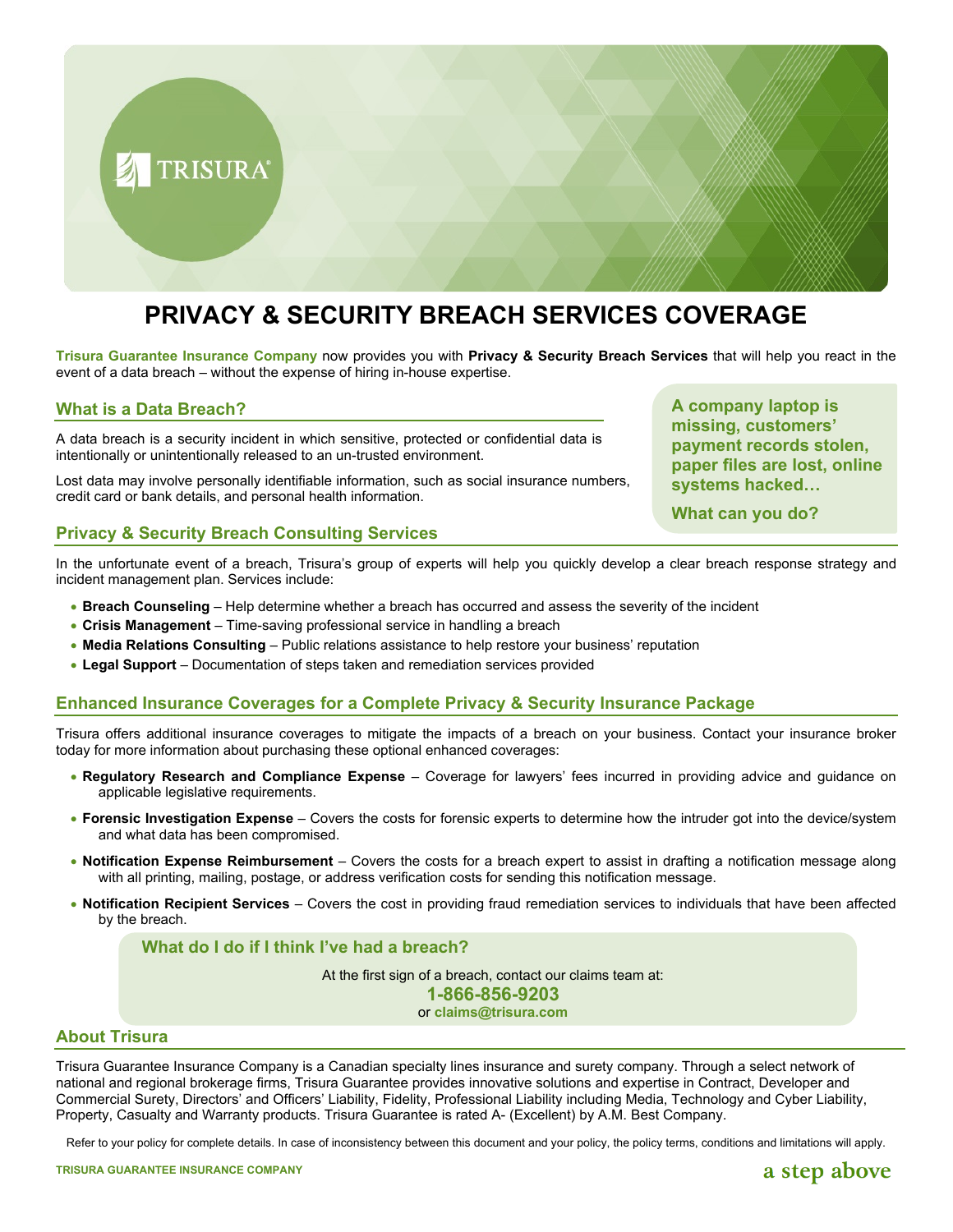TRISURA

# PRIVACY & SECURITY BREACH SERVICES COVERAGE

**Trisura Guarantee Insurance Company** now provides you with **Privacy & Security Breach Services** that will help you react in the event of a data breach – without the expense of hiring in-house expertise.

## What is a Data Breach?

A data breach is a security incident in which sensitive, protected or confidential data is intentionally or unintentionally released to an un-trusted environment.

Lost data may involve personally identifiable information, such as social insurance numbers, credit card or bank details, and personal health information.

**A company laptop is missing, customers' payment records stolen, paper files are lost, online systems hacked…**

**What can you do?**

## Privacy & Security Breach Consulting Services

In the unfortunate event of a breach, Trisura's group of experts will help you quickly develop a clear breach response strategy and incident management plan. Services include:

- **Breach Counseling** – Help determine whether a breach has occurred and assess the severity of the incident
- **Crisis Management** – Time-saving professional service in handling a breach
- **Media Relations Consulting** – Public relations assistance to help restore your business' reputation
- **Legal Support** – Documentation of steps taken and remediation services provided

## Enhanced Insurance Coverages for a Complete Privacy & Security Insurance Package

Trisura offers additional insurance coverages to mitigate the impacts of a breach on your business. Contact your insurance broker today for more information about purchasing these optional enhanced coverages:

- **Regulatory Research and Compliance Expense** – Coverage for lawyers' fees incurred in providing advice and guidance on applicable legislative requirements.
- **Forensic Investigation Expense** – Covers the costs for forensic experts to determine how the intruder got into the device/system and what data has been compromised.
- **Notification Expense Reimbursement** – Covers the costs for a breach expert to assist in drafting a notification message along with all printing, mailing, postage, or address verification costs for sending this notification message.
- **Notification Recipient Services** – Covers the cost in providing fraud remediation services to individuals that have been affected by the breach.

### What do I do if I think I've had a breach?

At the first sign of a breach, contact our claims team at:

**1-866-856-9203**

or **claims@trisura.com**

## About Trisura

Trisura Guarantee Insurance Company is a Canadian specialty lines insurance and surety company. Through a select network of national and regional brokerage firms, Trisura Guarantee provides innovative solutions and expertise in Contract, Developer and Commercial Surety, Directors' and Officers' Liability, Fidelity, Professional Liability including Media, Technology and Cyber Liability, Property, Casualty and Warranty products. Trisura Guarantee is rated A- (Excellent) by A.M. Best Company.

Refer to your policy for complete details. In case of inconsistency between this document and your policy, the policy terms, conditions and limitations will apply.

TRISURA GUARANTEE INSURANCE COMPANY

a step above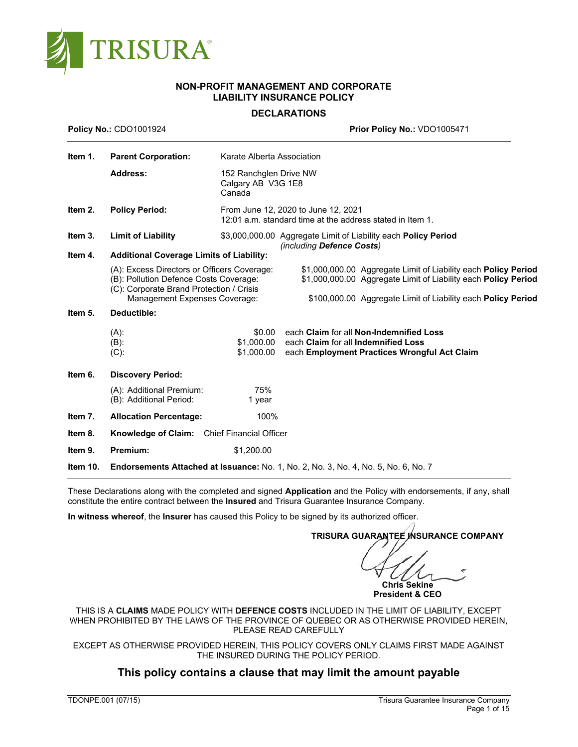TRISURA®

# NON-PROFIT MANAGEMENT AND CORPORATE LIABILITY INSURANCE POLICY

## DECLARATIONS

**Policy No.:** CDO1001924 **Prior Policy No.:** VDO1005471

| | | | |
|---|---|---|---|
| **Item 1.** | **Parent Corporation:** | Karate Alberta Association | |
| | **Address:** | 152 Ranchglen Drive NW<br>Calgary AB V3G 1E8<br>Canada | |
| **Item 2.** | **Policy Period:** | From June 12, 2020 to June 12, 2021<br>12:01 a.m. standard time at the address stated in Item 1. | |
| **Item 3.** | **Limit of Liability** | $3,000,000.00 | Aggregate Limit of Liability each **Policy Period** *(including **Defence Costs**)* |
| **Item 4.** | **Additional Coverage Limits of Liability:** | | |
| | (A): Excess Directors or Officers Coverage: | $1,000,000.00 | Aggregate Limit of Liability each **Policy Period** |
| | (B): Pollution Defence Costs Coverage: | $1,000,000.00 | Aggregate Limit of Liability each **Policy Period** |
| | (C): Corporate Brand Protection / Crisis Management Expenses Coverage: | $100,000.00 | Aggregate Limit of Liability each **Policy Period** |
| **Item 5.** | **Deductible:** | | |
| | (A): | $0.00 | each **Claim** for all **Non-Indemnified Loss** |
| | (B): | $1,000.00 | each **Claim** for all **Indemnified Loss** |
| | (C): | $1,000.00 | each **Employment Practices Wrongful Act Claim** |
| **Item 6.** | **Discovery Period:** | | |
| | (A): Additional Premium: | 75% | |
| | (B): Additional Period: | 1 year | |
| **Item 7.** | **Allocation Percentage:** | 100% | |
| **Item 8.** | **Knowledge of Claim:** | Chief Financial Officer | |
| **Item 9.** | **Premium:** | $1,200.00 | |
| **Item 10.** | **Endorsements Attached at Issuance:** | No. 1, No. 2, No. 3, No. 4, No. 5, No. 6, No. 7 | |

These Declarations along with the completed and signed **Application** and the Policy with endorsements, if any, shall constitute the entire contract between the **Insured** and Trisura Guarantee Insurance Company.

**In witness whereof**, the **Insurer** has caused this Policy to be signed by its authorized officer.

**TRISURA GUARANTEE INSURANCE COMPANY**

**Chris Sekine**
**President & CEO**

THIS IS A **CLAIMS** MADE POLICY WITH **DEFENCE COSTS** INCLUDED IN THE LIMIT OF LIABILITY, EXCEPT WHEN PROHIBITED BY THE LAWS OF THE PROVINCE OF QUEBEC OR AS OTHERWISE PROVIDED HEREIN, PLEASE READ CAREFULLY

EXCEPT AS OTHERWISE PROVIDED HEREIN, THIS POLICY COVERS ONLY CLAIMS FIRST MADE AGAINST THE INSURED DURING THE POLICY PERIOD.

**This policy contains a clause that may limit the amount payable**

TDONPE.001 (07/15)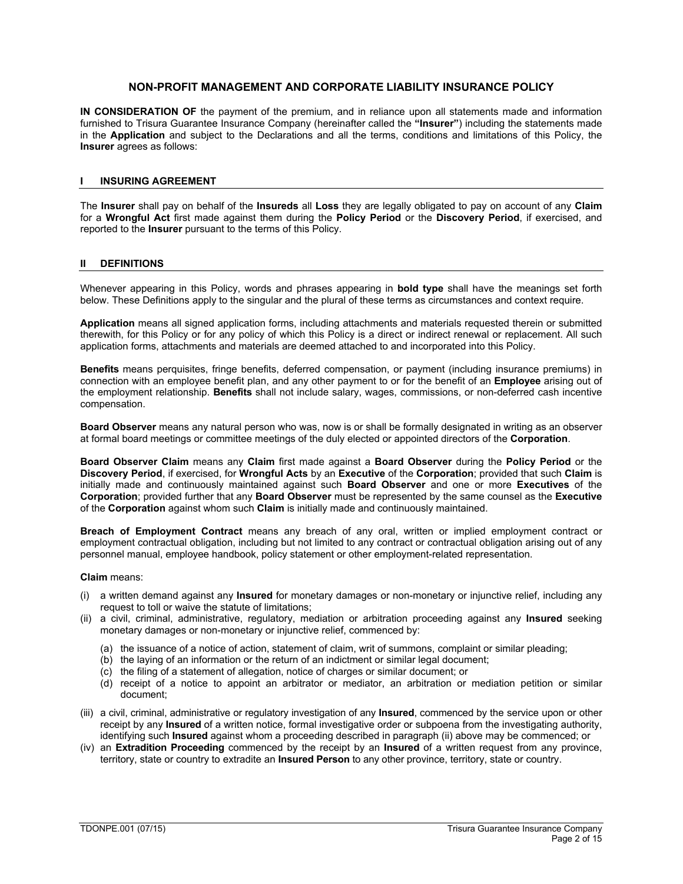## NON-PROFIT MANAGEMENT AND CORPORATE LIABILITY INSURANCE POLICY

**IN CONSIDERATION OF** the payment of the premium, and in reliance upon all statements made and information furnished to Trisura Guarantee Insurance Company (hereinafter called the **"Insurer"**) including the statements made in the **Application** and subject to the Declarations and all the terms, conditions and limitations of this Policy, the **Insurer** agrees as follows:

### I INSURING AGREEMENT

The **Insurer** shall pay on behalf of the **Insureds** all **Loss** they are legally obligated to pay on account of any **Claim** for a **Wrongful Act** first made against them during the **Policy Period** or the **Discovery Period**, if exercised, and reported to the **Insurer** pursuant to the terms of this Policy.

### II DEFINITIONS

Whenever appearing in this Policy, words and phrases appearing in **bold type** shall have the meanings set forth below. These Definitions apply to the singular and the plural of these terms as circumstances and context require.

**Application** means all signed application forms, including attachments and materials requested therein or submitted therewith, for this Policy or for any policy of which this Policy is a direct or indirect renewal or replacement. All such application forms, attachments and materials are deemed attached to and incorporated into this Policy.

**Benefits** means perquisites, fringe benefits, deferred compensation, or payment (including insurance premiums) in connection with an employee benefit plan, and any other payment to or for the benefit of an **Employee** arising out of the employment relationship. **Benefits** shall not include salary, wages, commissions, or non-deferred cash incentive compensation.

**Board Observer** means any natural person who was, now is or shall be formally designated in writing as an observer at formal board meetings or committee meetings of the duly elected or appointed directors of the **Corporation**.

**Board Observer Claim** means any **Claim** first made against a **Board Observer** during the **Policy Period** or the **Discovery Period**, if exercised, for **Wrongful Acts** by an **Executive** of the **Corporation**; provided that such **Claim** is initially made and continuously maintained against such **Board Observer** and one or more **Executives** of the **Corporation**; provided further that any **Board Observer** must be represented by the same counsel as the **Executive** of the **Corporation** against whom such **Claim** is initially made and continuously maintained.

**Breach of Employment Contract** means any breach of any oral, written or implied employment contract or employment contractual obligation, including but not limited to any contract or contractual obligation arising out of any personnel manual, employee handbook, policy statement or other employment-related representation.

**Claim** means:

- (i) a written demand against any **Insured** for monetary damages or non-monetary or injunctive relief, including any request to toll or waive the statute of limitations;
- (ii) a civil, criminal, administrative, regulatory, mediation or arbitration proceeding against any **Insured** seeking monetary damages or non-monetary or injunctive relief, commenced by:
  - (a) the issuance of a notice of action, statement of claim, writ of summons, complaint or similar pleading;
  - (b) the laying of an information or the return of an indictment or similar legal document;
  - (c) the filing of a statement of allegation, notice of charges or similar document; or
  - (d) receipt of a notice to appoint an arbitrator or mediator, an arbitration or mediation petition or similar document;
- (iii) a civil, criminal, administrative or regulatory investigation of any **Insured**, commenced by the service upon or other receipt by any **Insured** of a written notice, formal investigative order or subpoena from the investigating authority, identifying such **Insured** against whom a proceeding described in paragraph (ii) above may be commenced; or
- (iv) an **Extradition Proceeding** commenced by the receipt by an **Insured** of a written request from any province, territory, state or country to extradite an **Insured Person** to any other province, territory, state or country.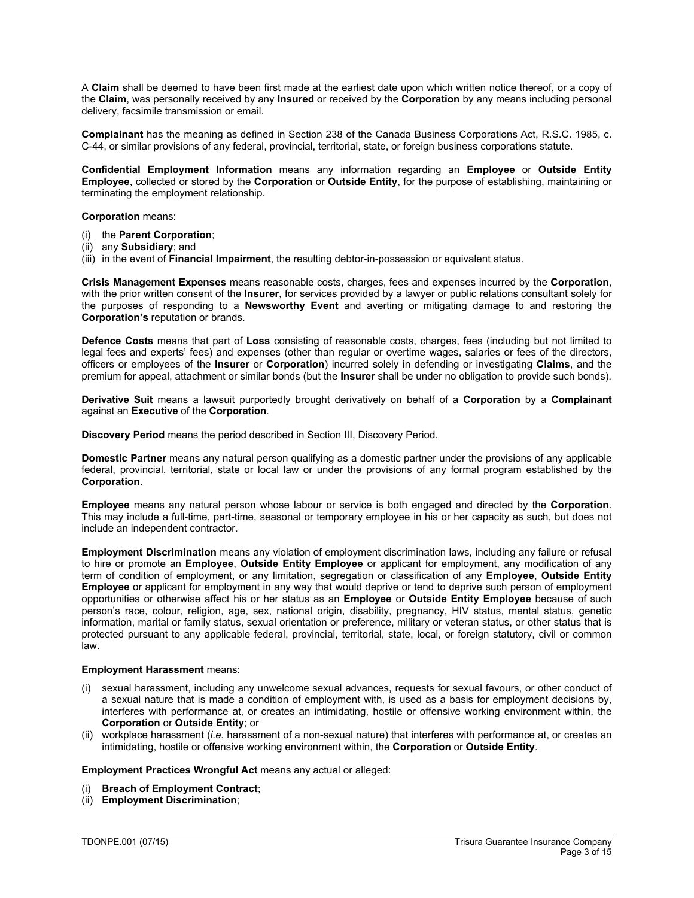A **Claim** shall be deemed to have been first made at the earliest date upon which written notice thereof, or a copy of the **Claim**, was personally received by any **Insured** or received by the **Corporation** by any means including personal delivery, facsimile transmission or email.

**Complainant** has the meaning as defined in Section 238 of the Canada Business Corporations Act, R.S.C. 1985, c. C-44, or similar provisions of any federal, provincial, territorial, state, or foreign business corporations statute.

**Confidential Employment Information** means any information regarding an **Employee** or **Outside Entity Employee**, collected or stored by the **Corporation** or **Outside Entity**, for the purpose of establishing, maintaining or terminating the employment relationship.

**Corporation** means:

(i) the **Parent Corporation**;
(ii) any **Subsidiary**; and
(iii) in the event of **Financial Impairment**, the resulting debtor-in-possession or equivalent status.

**Crisis Management Expenses** means reasonable costs, charges, fees and expenses incurred by the **Corporation**, with the prior written consent of the **Insurer**, for services provided by a lawyer or public relations consultant solely for the purposes of responding to a **Newsworthy Event** and averting or mitigating damage to and restoring the **Corporation's** reputation or brands.

**Defence Costs** means that part of **Loss** consisting of reasonable costs, charges, fees (including but not limited to legal fees and experts' fees) and expenses (other than regular or overtime wages, salaries or fees of the directors, officers or employees of the **Insurer** or **Corporation**) incurred solely in defending or investigating **Claims**, and the premium for appeal, attachment or similar bonds (but the **Insurer** shall be under no obligation to provide such bonds).

**Derivative Suit** means a lawsuit purportedly brought derivatively on behalf of a **Corporation** by a **Complainant** against an **Executive** of the **Corporation**.

**Discovery Period** means the period described in Section III, Discovery Period.

**Domestic Partner** means any natural person qualifying as a domestic partner under the provisions of any applicable federal, provincial, territorial, state or local law or under the provisions of any formal program established by the **Corporation**.

**Employee** means any natural person whose labour or service is both engaged and directed by the **Corporation**. This may include a full-time, part-time, seasonal or temporary employee in his or her capacity as such, but does not include an independent contractor.

**Employment Discrimination** means any violation of employment discrimination laws, including any failure or refusal to hire or promote an **Employee**, **Outside Entity Employee** or applicant for employment, any modification of any term of condition of employment, or any limitation, segregation or classification of any **Employee**, **Outside Entity Employee** or applicant for employment in any way that would deprive or tend to deprive such person of employment opportunities or otherwise affect his or her status as an **Employee** or **Outside Entity Employee** because of such person's race, colour, religion, age, sex, national origin, disability, pregnancy, HIV status, mental status, genetic information, marital or family status, sexual orientation or preference, military or veteran status, or other status that is protected pursuant to any applicable federal, provincial, territorial, state, local, or foreign statutory, civil or common law.

**Employment Harassment** means:

(i) sexual harassment, including any unwelcome sexual advances, requests for sexual favours, or other conduct of a sexual nature that is made a condition of employment with, is used as a basis for employment decisions by, interferes with performance at, or creates an intimidating, hostile or offensive working environment within, the **Corporation** or **Outside Entity**; or
(ii) workplace harassment (*i.e.* harassment of a non-sexual nature) that interferes with performance at, or creates an intimidating, hostile or offensive working environment within, the **Corporation** or **Outside Entity**.

**Employment Practices Wrongful Act** means any actual or alleged:

(i) **Breach of Employment Contract**;
(ii) **Employment Discrimination**;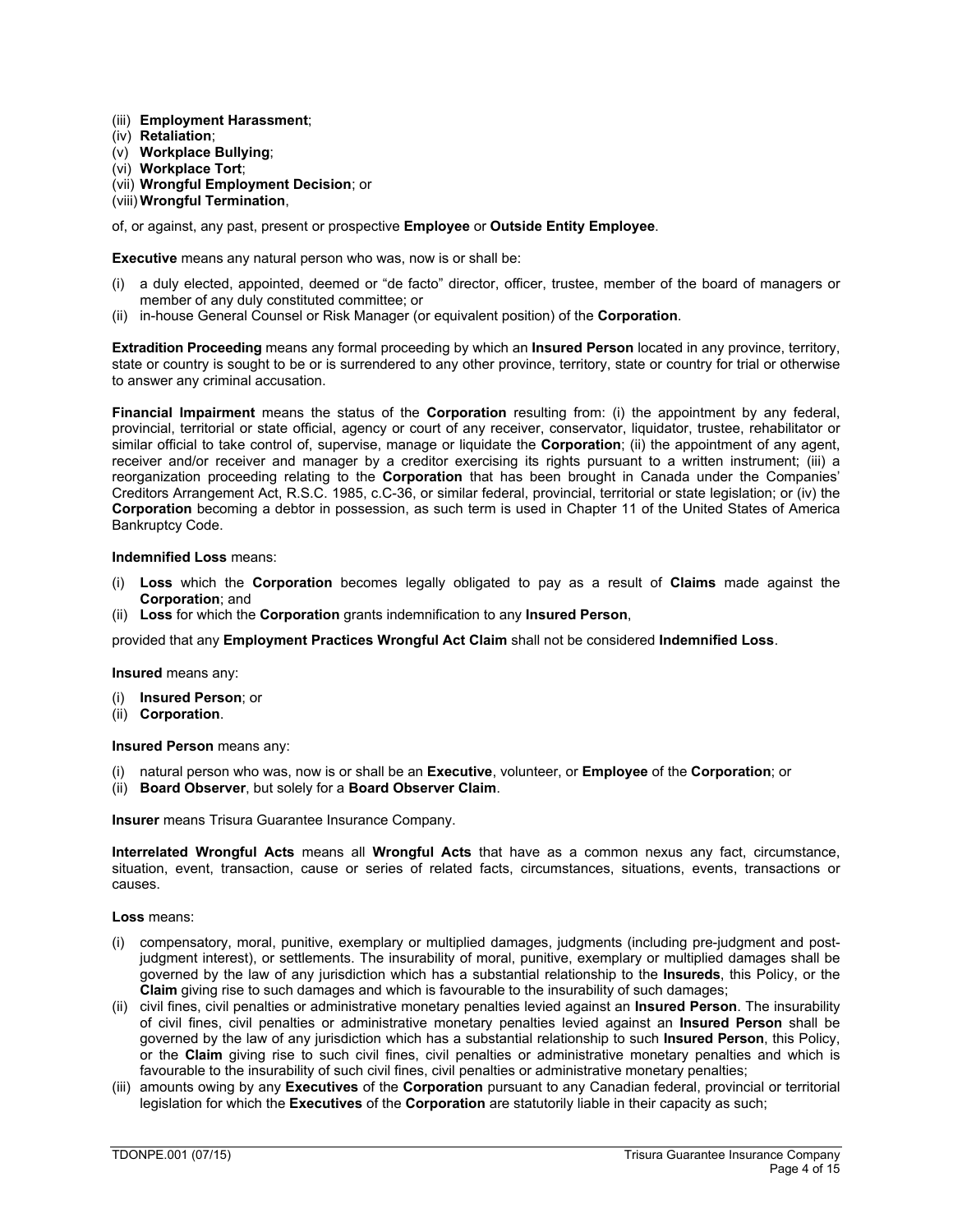(iii) **Employment Harassment**;
(iv) **Retaliation**;
(v) **Workplace Bullying**;
(vi) **Workplace Tort**;
(vii) **Wrongful Employment Decision**; or
(viii) **Wrongful Termination**,

of, or against, any past, present or prospective **Employee** or **Outside Entity Employee**.

**Executive** means any natural person who was, now is or shall be:

(i) a duly elected, appointed, deemed or "de facto" director, officer, trustee, member of the board of managers or member of any duly constituted committee; or
(ii) in-house General Counsel or Risk Manager (or equivalent position) of the **Corporation**.

**Extradition Proceeding** means any formal proceeding by which an **Insured Person** located in any province, territory, state or country is sought to be or is surrendered to any other province, territory, state or country for trial or otherwise to answer any criminal accusation.

**Financial Impairment** means the status of the **Corporation** resulting from: (i) the appointment by any federal, provincial, territorial or state official, agency or court of any receiver, conservator, liquidator, trustee, rehabilitator or similar official to take control of, supervise, manage or liquidate the **Corporation**; (ii) the appointment of any agent, receiver and/or receiver and manager by a creditor exercising its rights pursuant to a written instrument; (iii) a reorganization proceeding relating to the **Corporation** that has been brought in Canada under the Companies' Creditors Arrangement Act, R.S.C. 1985, c.C-36, or similar federal, provincial, territorial or state legislation; or (iv) the **Corporation** becoming a debtor in possession, as such term is used in Chapter 11 of the United States of America Bankruptcy Code.

**Indemnified Loss** means:

(i) **Loss** which the **Corporation** becomes legally obligated to pay as a result of **Claims** made against the **Corporation**; and
(ii) **Loss** for which the **Corporation** grants indemnification to any **Insured Person**,

provided that any **Employment Practices Wrongful Act Claim** shall not be considered **Indemnified Loss**.

**Insured** means any:

(i) **Insured Person**; or
(ii) **Corporation**.

**Insured Person** means any:

(i) natural person who was, now is or shall be an **Executive**, volunteer, or **Employee** of the **Corporation**; or
(ii) **Board Observer**, but solely for a **Board Observer Claim**.

**Insurer** means Trisura Guarantee Insurance Company.

**Interrelated Wrongful Acts** means all **Wrongful Acts** that have as a common nexus any fact, circumstance, situation, event, transaction, cause or series of related facts, circumstances, situations, events, transactions or causes.

**Loss** means:

(i) compensatory, moral, punitive, exemplary or multiplied damages, judgments (including pre-judgment and post-judgment interest), or settlements. The insurability of moral, punitive, exemplary or multiplied damages shall be governed by the law of any jurisdiction which has a substantial relationship to the **Insureds**, this Policy, or the **Claim** giving rise to such damages and which is favourable to the insurability of such damages;
(ii) civil fines, civil penalties or administrative monetary penalties levied against an **Insured Person**. The insurability of civil fines, civil penalties or administrative monetary penalties levied against an **Insured Person** shall be governed by the law of any jurisdiction which has a substantial relationship to such **Insured Person**, this Policy, or the **Claim** giving rise to such civil fines, civil penalties or administrative monetary penalties and which is favourable to the insurability of such civil fines, civil penalties or administrative monetary penalties;
(iii) amounts owing by any **Executives** of the **Corporation** pursuant to any Canadian federal, provincial or territorial legislation for which the **Executives** of the **Corporation** are statutorily liable in their capacity as such;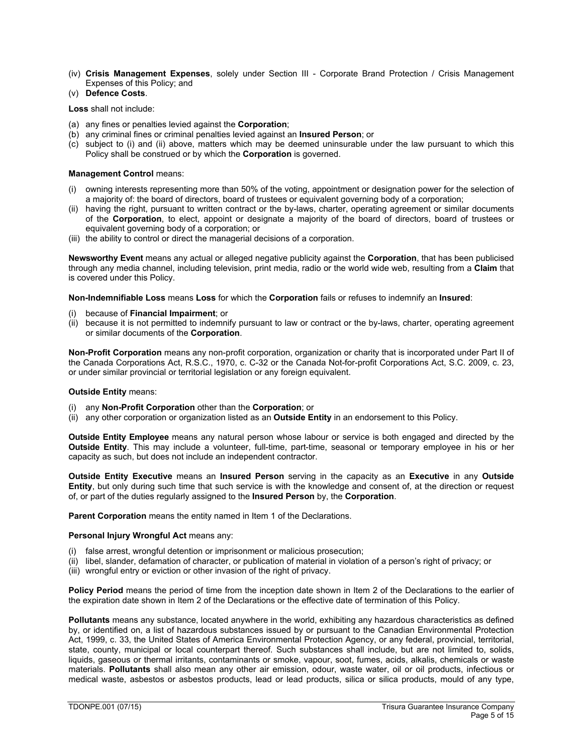(iv) **Crisis Management Expenses**, solely under Section III - Corporate Brand Protection / Crisis Management Expenses of this Policy; and
(v) **Defence Costs**.

**Loss** shall not include:

(a) any fines or penalties levied against the **Corporation**;
(b) any criminal fines or criminal penalties levied against an **Insured Person**; or
(c) subject to (i) and (ii) above, matters which may be deemed uninsurable under the law pursuant to which this Policy shall be construed or by which the **Corporation** is governed.

**Management Control** means:

(i) owning interests representing more than 50% of the voting, appointment or designation power for the selection of a majority of: the board of directors, board of trustees or equivalent governing body of a corporation;
(ii) having the right, pursuant to written contract or the by-laws, charter, operating agreement or similar documents of the **Corporation**, to elect, appoint or designate a majority of the board of directors, board of trustees or equivalent governing body of a corporation; or
(iii) the ability to control or direct the managerial decisions of a corporation.

**Newsworthy Event** means any actual or alleged negative publicity against the **Corporation**, that has been publicised through any media channel, including television, print media, radio or the world wide web, resulting from a **Claim** that is covered under this Policy.

**Non-Indemnifiable Loss** means **Loss** for which the **Corporation** fails or refuses to indemnify an **Insured**:

(i) because of **Financial Impairment**; or
(ii) because it is not permitted to indemnify pursuant to law or contract or the by-laws, charter, operating agreement or similar documents of the **Corporation**.

**Non-Profit Corporation** means any non-profit corporation, organization or charity that is incorporated under Part II of the Canada Corporations Act, R.S.C., 1970, c. C-32 or the Canada Not-for-profit Corporations Act, S.C. 2009, c. 23, or under similar provincial or territorial legislation or any foreign equivalent.

**Outside Entity** means:

(i) any **Non-Profit Corporation** other than the **Corporation**; or
(ii) any other corporation or organization listed as an **Outside Entity** in an endorsement to this Policy.

**Outside Entity Employee** means any natural person whose labour or service is both engaged and directed by the **Outside Entity**. This may include a volunteer, full-time, part-time, seasonal or temporary employee in his or her capacity as such, but does not include an independent contractor.

**Outside Entity Executive** means an **Insured Person** serving in the capacity as an **Executive** in any **Outside Entity**, but only during such time that such service is with the knowledge and consent of, at the direction or request of, or part of the duties regularly assigned to the **Insured Person** by, the **Corporation**.

**Parent Corporation** means the entity named in Item 1 of the Declarations.

**Personal Injury Wrongful Act** means any:

(i) false arrest, wrongful detention or imprisonment or malicious prosecution;
(ii) libel, slander, defamation of character, or publication of material in violation of a person's right of privacy; or
(iii) wrongful entry or eviction or other invasion of the right of privacy.

**Policy Period** means the period of time from the inception date shown in Item 2 of the Declarations to the earlier of the expiration date shown in Item 2 of the Declarations or the effective date of termination of this Policy.

**Pollutants** means any substance, located anywhere in the world, exhibiting any hazardous characteristics as defined by, or identified on, a list of hazardous substances issued by or pursuant to the Canadian Environmental Protection Act, 1999, c. 33, the United States of America Environmental Protection Agency, or any federal, provincial, territorial, state, county, municipal or local counterpart thereof. Such substances shall include, but are not limited to, solids, liquids, gaseous or thermal irritants, contaminants or smoke, vapour, soot, fumes, acids, alkalis, chemicals or waste materials. **Pollutants** shall also mean any other air emission, odour, waste water, oil or oil products, infectious or medical waste, asbestos or asbestos products, lead or lead products, silica or silica products, mould of any type,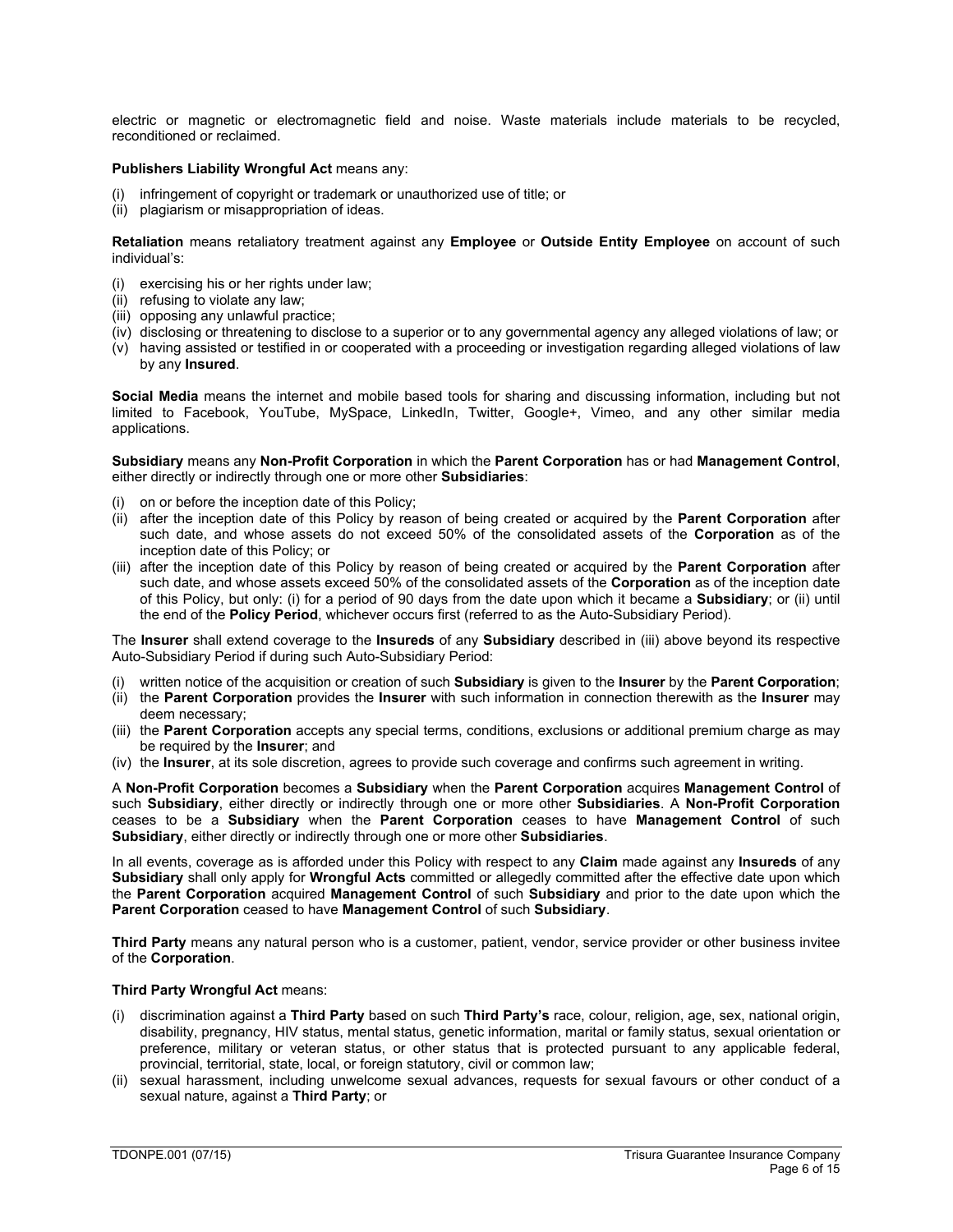electric or magnetic or electromagnetic field and noise. Waste materials include materials to be recycled, reconditioned or reclaimed.

**Publishers Liability Wrongful Act** means any:

(i) infringement of copyright or trademark or unauthorized use of title; or
(ii) plagiarism or misappropriation of ideas.

**Retaliation** means retaliatory treatment against any **Employee** or **Outside Entity Employee** on account of such individual's:

(i) exercising his or her rights under law;
(ii) refusing to violate any law;
(iii) opposing any unlawful practice;
(iv) disclosing or threatening to disclose to a superior or to any governmental agency any alleged violations of law; or
(v) having assisted or testified in or cooperated with a proceeding or investigation regarding alleged violations of law by any **Insured**.

**Social Media** means the internet and mobile based tools for sharing and discussing information, including but not limited to Facebook, YouTube, MySpace, LinkedIn, Twitter, Google+, Vimeo, and any other similar media applications.

**Subsidiary** means any **Non-Profit Corporation** in which the **Parent Corporation** has or had **Management Control**, either directly or indirectly through one or more other **Subsidiaries**:

(i) on or before the inception date of this Policy;
(ii) after the inception date of this Policy by reason of being created or acquired by the **Parent Corporation** after such date, and whose assets do not exceed 50% of the consolidated assets of the **Corporation** as of the inception date of this Policy; or
(iii) after the inception date of this Policy by reason of being created or acquired by the **Parent Corporation** after such date, and whose assets exceed 50% of the consolidated assets of the **Corporation** as of the inception date of this Policy, but only: (i) for a period of 90 days from the date upon which it became a **Subsidiary**; or (ii) until the end of the **Policy Period**, whichever occurs first (referred to as the Auto-Subsidiary Period).

The **Insurer** shall extend coverage to the **Insureds** of any **Subsidiary** described in (iii) above beyond its respective Auto-Subsidiary Period if during such Auto-Subsidiary Period:

(i) written notice of the acquisition or creation of such **Subsidiary** is given to the **Insurer** by the **Parent Corporation**;
(ii) the **Parent Corporation** provides the **Insurer** with such information in connection therewith as the **Insurer** may deem necessary;
(iii) the **Parent Corporation** accepts any special terms, conditions, exclusions or additional premium charge as may be required by the **Insurer**; and
(iv) the **Insurer**, at its sole discretion, agrees to provide such coverage and confirms such agreement in writing.

A **Non-Profit Corporation** becomes a **Subsidiary** when the **Parent Corporation** acquires **Management Control** of such **Subsidiary**, either directly or indirectly through one or more other **Subsidiaries**. A **Non-Profit Corporation** ceases to be a **Subsidiary** when the **Parent Corporation** ceases to have **Management Control** of such **Subsidiary**, either directly or indirectly through one or more other **Subsidiaries**.

In all events, coverage as is afforded under this Policy with respect to any **Claim** made against any **Insureds** of any **Subsidiary** shall only apply for **Wrongful Acts** committed or allegedly committed after the effective date upon which the **Parent Corporation** acquired **Management Control** of such **Subsidiary** and prior to the date upon which the **Parent Corporation** ceased to have **Management Control** of such **Subsidiary**.

**Third Party** means any natural person who is a customer, patient, vendor, service provider or other business invitee of the **Corporation**.

**Third Party Wrongful Act** means:

(i) discrimination against a **Third Party** based on such **Third Party's** race, colour, religion, age, sex, national origin, disability, pregnancy, HIV status, mental status, genetic information, marital or family status, sexual orientation or preference, military or veteran status, or other status that is protected pursuant to any applicable federal, provincial, territorial, state, local, or foreign statutory, civil or common law;
(ii) sexual harassment, including unwelcome sexual advances, requests for sexual favours or other conduct of a sexual nature, against a **Third Party**; or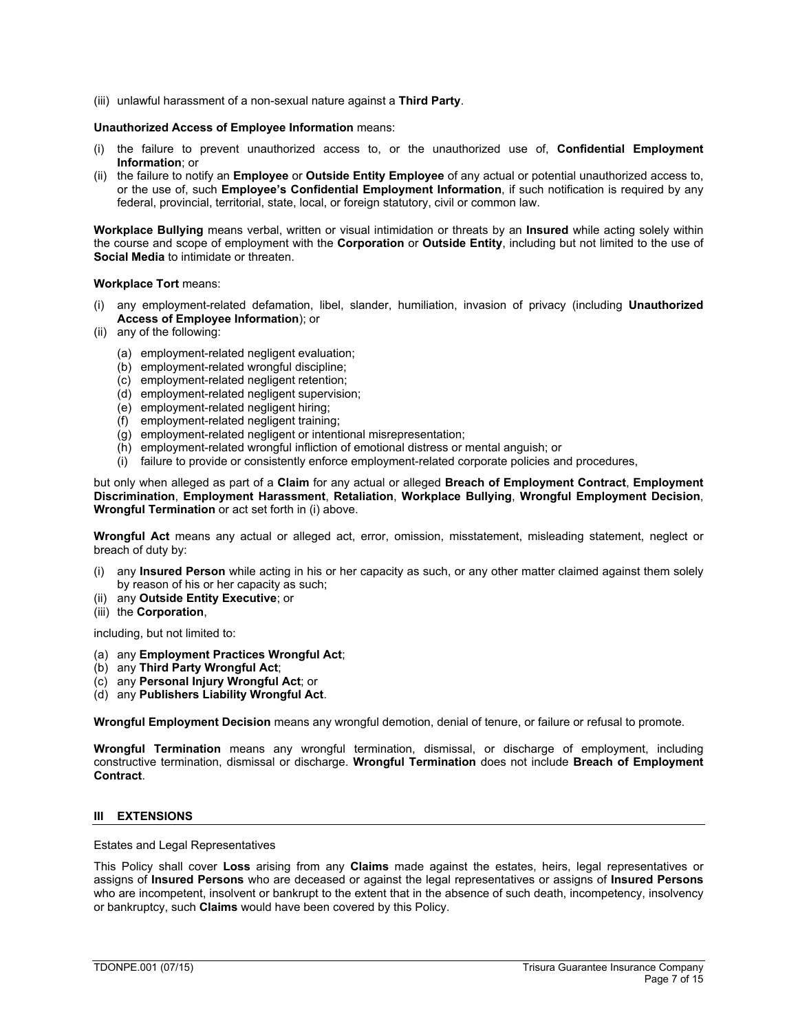(iii) unlawful harassment of a non-sexual nature against a **Third Party**.

**Unauthorized Access of Employee Information** means:

(i) the failure to prevent unauthorized access to, or the unauthorized use of, **Confidential Employment Information**; or
(ii) the failure to notify an **Employee** or **Outside Entity Employee** of any actual or potential unauthorized access to, or the use of, such **Employee's Confidential Employment Information**, if such notification is required by any federal, provincial, territorial, state, local, or foreign statutory, civil or common law.

**Workplace Bullying** means verbal, written or visual intimidation or threats by an **Insured** while acting solely within the course and scope of employment with the **Corporation** or **Outside Entity**, including but not limited to the use of **Social Media** to intimidate or threaten.

**Workplace Tort** means:

(i) any employment-related defamation, libel, slander, humiliation, invasion of privacy (including **Unauthorized Access of Employee Information**); or
(ii) any of the following:
   (a) employment-related negligent evaluation;
   (b) employment-related wrongful discipline;
   (c) employment-related negligent retention;
   (d) employment-related negligent supervision;
   (e) employment-related negligent hiring;
   (f) employment-related negligent training;
   (g) employment-related negligent or intentional misrepresentation;
   (h) employment-related wrongful infliction of emotional distress or mental anguish; or
   (i) failure to provide or consistently enforce employment-related corporate policies and procedures,

but only when alleged as part of a **Claim** for any actual or alleged **Breach of Employment Contract**, **Employment Discrimination**, **Employment Harassment**, **Retaliation**, **Workplace Bullying**, **Wrongful Employment Decision**, **Wrongful Termination** or act set forth in (i) above.

**Wrongful Act** means any actual or alleged act, error, omission, misstatement, misleading statement, neglect or breach of duty by:

(i) any **Insured Person** while acting in his or her capacity as such, or any other matter claimed against them solely by reason of his or her capacity as such;
(ii) any **Outside Entity Executive**; or
(iii) the **Corporation**,

including, but not limited to:

(a) any **Employment Practices Wrongful Act**;
(b) any **Third Party Wrongful Act**;
(c) any **Personal Injury Wrongful Act**; or
(d) any **Publishers Liability Wrongful Act**.

**Wrongful Employment Decision** means any wrongful demotion, denial of tenure, or failure or refusal to promote.

**Wrongful Termination** means any wrongful termination, dismissal, or discharge of employment, including constructive termination, dismissal or discharge. **Wrongful Termination** does not include **Breach of Employment Contract**.

## III EXTENSIONS

Estates and Legal Representatives

This Policy shall cover **Loss** arising from any **Claims** made against the estates, heirs, legal representatives or assigns of **Insured Persons** who are deceased or against the legal representatives or assigns of **Insured Persons** who are incompetent, insolvent or bankrupt to the extent that in the absence of such death, incompetency, insolvency or bankruptcy, such **Claims** would have been covered by this Policy.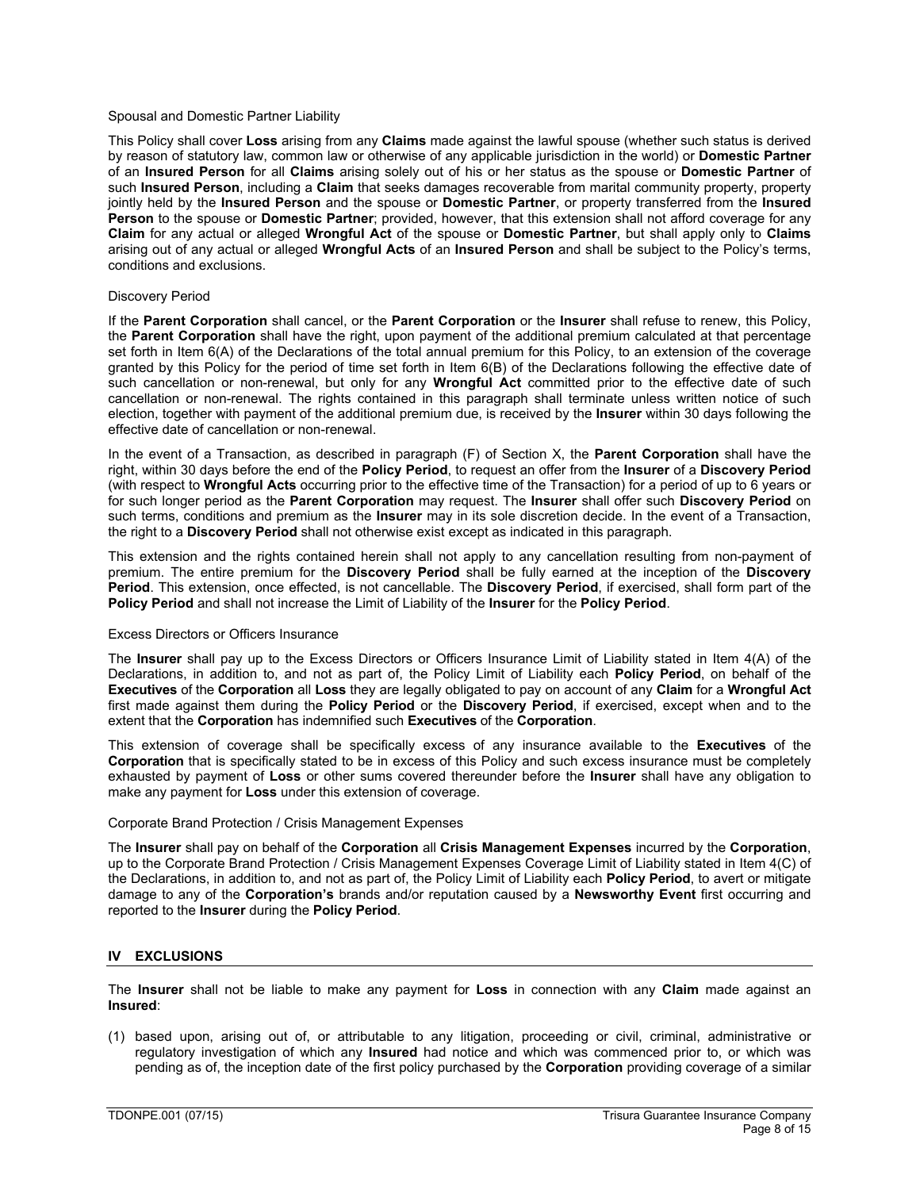Spousal and Domestic Partner Liability

This Policy shall cover **Loss** arising from any **Claims** made against the lawful spouse (whether such status is derived by reason of statutory law, common law or otherwise of any applicable jurisdiction in the world) or **Domestic Partner** of an **Insured Person** for all **Claims** arising solely out of his or her status as the spouse or **Domestic Partner** of such **Insured Person**, including a **Claim** that seeks damages recoverable from marital community property, property jointly held by the **Insured Person** and the spouse or **Domestic Partner**, or property transferred from the **Insured Person** to the spouse or **Domestic Partner**; provided, however, that this extension shall not afford coverage for any **Claim** for any actual or alleged **Wrongful Act** of the spouse or **Domestic Partner**, but shall apply only to **Claims** arising out of any actual or alleged **Wrongful Acts** of an **Insured Person** and shall be subject to the Policy's terms, conditions and exclusions.

Discovery Period

If the **Parent Corporation** shall cancel, or the **Parent Corporation** or the **Insurer** shall refuse to renew, this Policy, the **Parent Corporation** shall have the right, upon payment of the additional premium calculated at that percentage set forth in Item 6(A) of the Declarations of the total annual premium for this Policy, to an extension of the coverage granted by this Policy for the period of time set forth in Item 6(B) of the Declarations following the effective date of such cancellation or non-renewal, but only for any **Wrongful Act** committed prior to the effective date of such cancellation or non-renewal. The rights contained in this paragraph shall terminate unless written notice of such election, together with payment of the additional premium due, is received by the **Insurer** within 30 days following the effective date of cancellation or non-renewal.

In the event of a Transaction, as described in paragraph (F) of Section X, the **Parent Corporation** shall have the right, within 30 days before the end of the **Policy Period**, to request an offer from the **Insurer** of a **Discovery Period** (with respect to **Wrongful Acts** occurring prior to the effective time of the Transaction) for a period of up to 6 years or for such longer period as the **Parent Corporation** may request. The **Insurer** shall offer such **Discovery Period** on such terms, conditions and premium as the **Insurer** may in its sole discretion decide. In the event of a Transaction, the right to a **Discovery Period** shall not otherwise exist except as indicated in this paragraph.

This extension and the rights contained herein shall not apply to any cancellation resulting from non-payment of premium. The entire premium for the **Discovery Period** shall be fully earned at the inception of the **Discovery Period**. This extension, once effected, is not cancellable. The **Discovery Period**, if exercised, shall form part of the **Policy Period** and shall not increase the Limit of Liability of the **Insurer** for the **Policy Period**.

Excess Directors or Officers Insurance

The **Insurer** shall pay up to the Excess Directors or Officers Insurance Limit of Liability stated in Item 4(A) of the Declarations, in addition to, and not as part of, the Policy Limit of Liability each **Policy Period**, on behalf of the **Executives** of the **Corporation** all **Loss** they are legally obligated to pay on account of any **Claim** for a **Wrongful Act** first made against them during the **Policy Period** or the **Discovery Period**, if exercised, except when and to the extent that the **Corporation** has indemnified such **Executives** of the **Corporation**.

This extension of coverage shall be specifically excess of any insurance available to the **Executives** of the **Corporation** that is specifically stated to be in excess of this Policy and such excess insurance must be completely exhausted by payment of **Loss** or other sums covered thereunder before the **Insurer** shall have any obligation to make any payment for **Loss** under this extension of coverage.

Corporate Brand Protection / Crisis Management Expenses

The **Insurer** shall pay on behalf of the **Corporation** all **Crisis Management Expenses** incurred by the **Corporation**, up to the Corporate Brand Protection / Crisis Management Expenses Coverage Limit of Liability stated in Item 4(C) of the Declarations, in addition to, and not as part of, the Policy Limit of Liability each **Policy Period**, to avert or mitigate damage to any of the **Corporation's** brands and/or reputation caused by a **Newsworthy Event** first occurring and reported to the **Insurer** during the **Policy Period**.

## IV EXCLUSIONS

The **Insurer** shall not be liable to make any payment for **Loss** in connection with any **Claim** made against an **Insured**:

(1) based upon, arising out of, or attributable to any litigation, proceeding or civil, criminal, administrative or regulatory investigation of which any **Insured** had notice and which was commenced prior to, or which was pending as of, the inception date of the first policy purchased by the **Corporation** providing coverage of a similar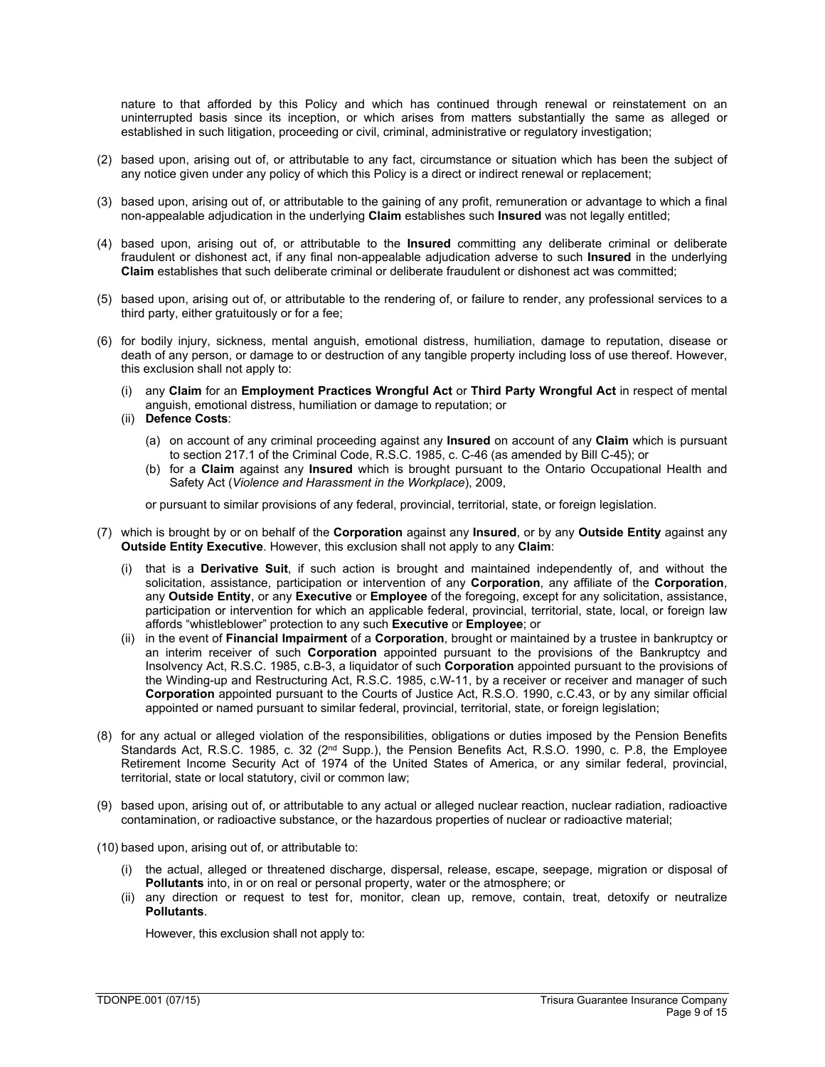nature to that afforded by this Policy and which has continued through renewal or reinstatement on an uninterrupted basis since its inception, or which arises from matters substantially the same as alleged or established in such litigation, proceeding or civil, criminal, administrative or regulatory investigation;

(2) based upon, arising out of, or attributable to any fact, circumstance or situation which has been the subject of any notice given under any policy of which this Policy is a direct or indirect renewal or replacement;

(3) based upon, arising out of, or attributable to the gaining of any profit, remuneration or advantage to which a final non-appealable adjudication in the underlying **Claim** establishes such **Insured** was not legally entitled;

(4) based upon, arising out of, or attributable to the **Insured** committing any deliberate criminal or deliberate fraudulent or dishonest act, if any final non-appealable adjudication adverse to such **Insured** in the underlying **Claim** establishes that such deliberate criminal or deliberate fraudulent or dishonest act was committed;

(5) based upon, arising out of, or attributable to the rendering of, or failure to render, any professional services to a third party, either gratuitously or for a fee;

(6) for bodily injury, sickness, mental anguish, emotional distress, humiliation, damage to reputation, disease or death of any person, or damage to or destruction of any tangible property including loss of use thereof. However, this exclusion shall not apply to:

   (i) any **Claim** for an **Employment Practices Wrongful Act** or **Third Party Wrongful Act** in respect of mental anguish, emotional distress, humiliation or damage to reputation; or

   (ii) **Defence Costs**:

      (a) on account of any criminal proceeding against any **Insured** on account of any **Claim** which is pursuant to section 217.1 of the Criminal Code, R.S.C. 1985, c. C-46 (as amended by Bill C-45); or

      (b) for a **Claim** against any **Insured** which is brought pursuant to the Ontario Occupational Health and Safety Act (*Violence and Harassment in the Workplace*), 2009,

   or pursuant to similar provisions of any federal, provincial, territorial, state, or foreign legislation.

(7) which is brought by or on behalf of the **Corporation** against any **Insured**, or by any **Outside Entity** against any **Outside Entity Executive**. However, this exclusion shall not apply to any **Claim**:

   (i) that is a **Derivative Suit**, if such action is brought and maintained independently of, and without the solicitation, assistance, participation or intervention of any **Corporation**, any affiliate of the **Corporation**, any **Outside Entity**, or any **Executive** or **Employee** of the foregoing, except for any solicitation, assistance, participation or intervention for which an applicable federal, provincial, territorial, state, local, or foreign law affords "whistleblower" protection to any such **Executive** or **Employee**; or

   (ii) in the event of **Financial Impairment** of a **Corporation**, brought or maintained by a trustee in bankruptcy or an interim receiver of such **Corporation** appointed pursuant to the provisions of the Bankruptcy and Insolvency Act, R.S.C. 1985, c.B-3, a liquidator of such **Corporation** appointed pursuant to the provisions of the Winding-up and Restructuring Act, R.S.C. 1985, c.W-11, by a receiver or receiver and manager of such **Corporation** appointed pursuant to the Courts of Justice Act, R.S.O. 1990, c.C.43, or by any similar official appointed or named pursuant to similar federal, provincial, territorial, state, or foreign legislation;

(8) for any actual or alleged violation of the responsibilities, obligations or duties imposed by the Pension Benefits Standards Act, R.S.C. 1985, c. 32 (2nd Supp.), the Pension Benefits Act, R.S.O. 1990, c. P.8, the Employee Retirement Income Security Act of 1974 of the United States of America, or any similar federal, provincial, territorial, state or local statutory, civil or common law;

(9) based upon, arising out of, or attributable to any actual or alleged nuclear reaction, nuclear radiation, radioactive contamination, or radioactive substance, or the hazardous properties of nuclear or radioactive material;

(10) based upon, arising out of, or attributable to:

   (i) the actual, alleged or threatened discharge, dispersal, release, escape, seepage, migration or disposal of **Pollutants** into, in or on real or personal property, water or the atmosphere; or

   (ii) any direction or request to test for, monitor, clean up, remove, contain, treat, detoxify or neutralize **Pollutants**.

   However, this exclusion shall not apply to: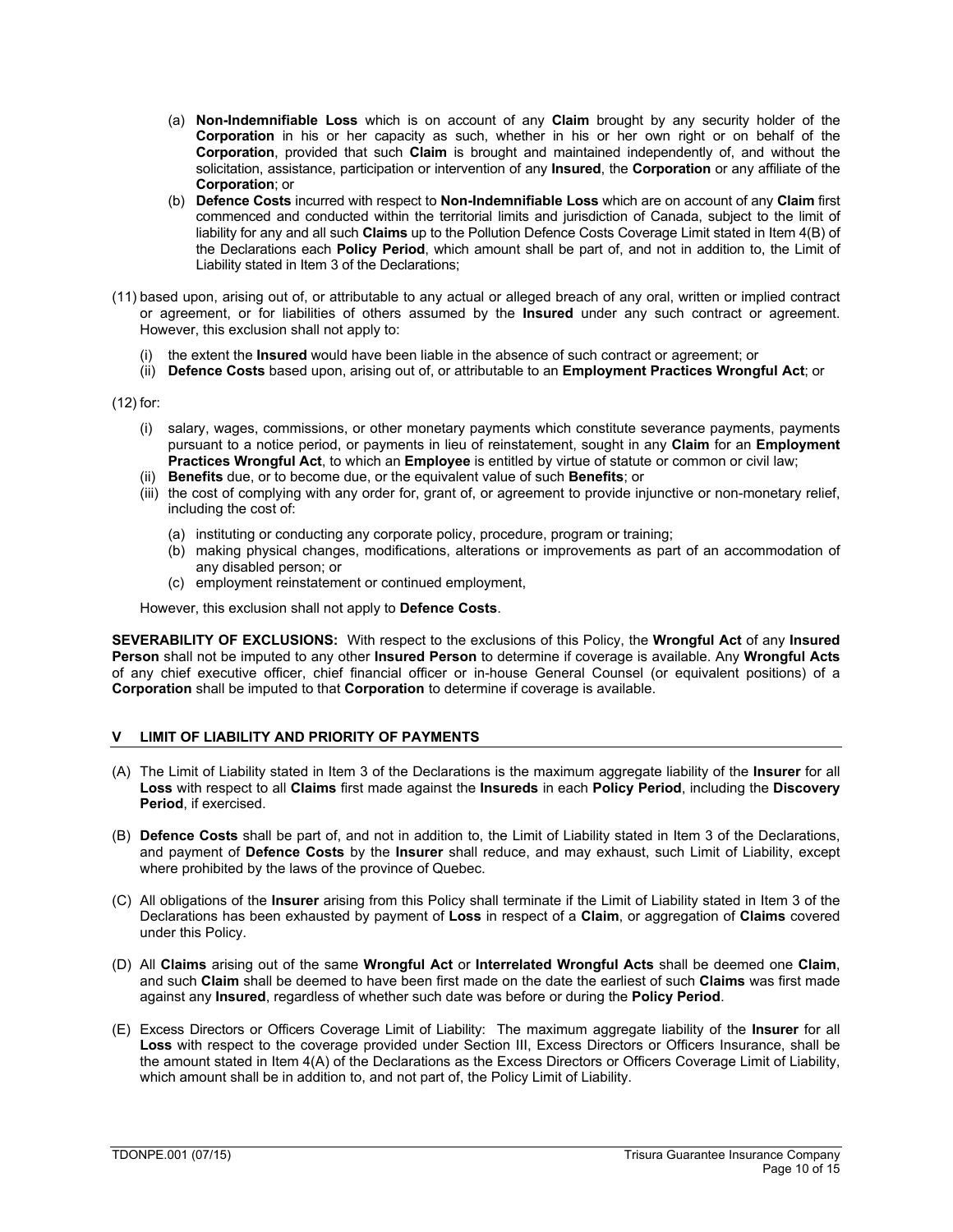(a) **Non-Indemnifiable Loss** which is on account of any **Claim** brought by any security holder of the **Corporation** in his or her capacity as such, whether in his or her own right or on behalf of the **Corporation**, provided that such **Claim** is brought and maintained independently of, and without the solicitation, assistance, participation or intervention of any **Insured**, the **Corporation** or any affiliate of the **Corporation**; or

(b) **Defence Costs** incurred with respect to **Non-Indemnifiable Loss** which are on account of any **Claim** first commenced and conducted within the territorial limits and jurisdiction of Canada, subject to the limit of liability for any and all such **Claims** up to the Pollution Defence Costs Coverage Limit stated in Item 4(B) of the Declarations each **Policy Period**, which amount shall be part of, and not in addition to, the Limit of Liability stated in Item 3 of the Declarations;

(11) based upon, arising out of, or attributable to any actual or alleged breach of any oral, written or implied contract or agreement, or for liabilities of others assumed by the **Insured** under any such contract or agreement. However, this exclusion shall not apply to:

(i) the extent the **Insured** would have been liable in the absence of such contract or agreement; or
(ii) **Defence Costs** based upon, arising out of, or attributable to an **Employment Practices Wrongful Act**; or

(12) for:

(i) salary, wages, commissions, or other monetary payments which constitute severance payments, payments pursuant to a notice period, or payments in lieu of reinstatement, sought in any **Claim** for an **Employment Practices Wrongful Act**, to which an **Employee** is entitled by virtue of statute or common or civil law;
(ii) **Benefits** due, or to become due, or the equivalent value of such **Benefits**; or
(iii) the cost of complying with any order for, grant of, or agreement to provide injunctive or non-monetary relief, including the cost of:

(a) instituting or conducting any corporate policy, procedure, program or training;
(b) making physical changes, modifications, alterations or improvements as part of an accommodation of any disabled person; or
(c) employment reinstatement or continued employment,

However, this exclusion shall not apply to **Defence Costs**.

**SEVERABILITY OF EXCLUSIONS:** With respect to the exclusions of this Policy, the **Wrongful Act** of any **Insured Person** shall not be imputed to any other **Insured Person** to determine if coverage is available. Any **Wrongful Acts** of any chief executive officer, chief financial officer or in-house General Counsel (or equivalent positions) of a **Corporation** shall be imputed to that **Corporation** to determine if coverage is available.

## V LIMIT OF LIABILITY AND PRIORITY OF PAYMENTS

(A) The Limit of Liability stated in Item 3 of the Declarations is the maximum aggregate liability of the **Insurer** for all **Loss** with respect to all **Claims** first made against the **Insureds** in each **Policy Period**, including the **Discovery Period**, if exercised.

(B) **Defence Costs** shall be part of, and not in addition to, the Limit of Liability stated in Item 3 of the Declarations, and payment of **Defence Costs** by the **Insurer** shall reduce, and may exhaust, such Limit of Liability, except where prohibited by the laws of the province of Quebec.

(C) All obligations of the **Insurer** arising from this Policy shall terminate if the Limit of Liability stated in Item 3 of the Declarations has been exhausted by payment of **Loss** in respect of a **Claim**, or aggregation of **Claims** covered under this Policy.

(D) All **Claims** arising out of the same **Wrongful Act** or **Interrelated Wrongful Acts** shall be deemed one **Claim**, and such **Claim** shall be deemed to have been first made on the date the earliest of such **Claims** was first made against any **Insured**, regardless of whether such date was before or during the **Policy Period**.

(E) Excess Directors or Officers Coverage Limit of Liability: The maximum aggregate liability of the **Insurer** for all **Loss** with respect to the coverage provided under Section III, Excess Directors or Officers Insurance, shall be the amount stated in Item 4(A) of the Declarations as the Excess Directors or Officers Coverage Limit of Liability, which amount shall be in addition to, and not part of, the Policy Limit of Liability.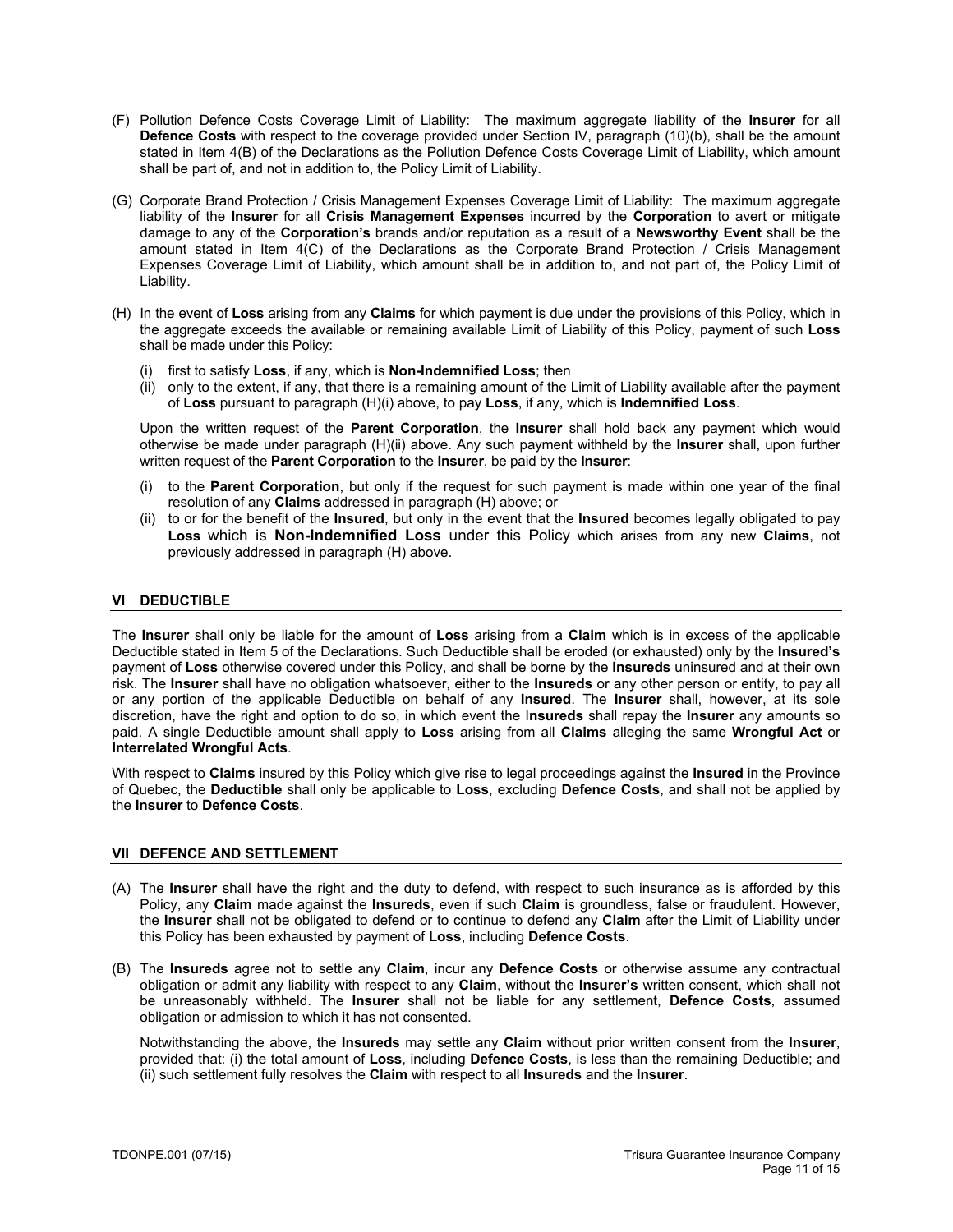(F) Pollution Defence Costs Coverage Limit of Liability: The maximum aggregate liability of the **Insurer** for all **Defence Costs** with respect to the coverage provided under Section IV, paragraph (10)(b), shall be the amount stated in Item 4(B) of the Declarations as the Pollution Defence Costs Coverage Limit of Liability, which amount shall be part of, and not in addition to, the Policy Limit of Liability.

(G) Corporate Brand Protection / Crisis Management Expenses Coverage Limit of Liability: The maximum aggregate liability of the **Insurer** for all **Crisis Management Expenses** incurred by the **Corporation** to avert or mitigate damage to any of the **Corporation's** brands and/or reputation as a result of a **Newsworthy Event** shall be the amount stated in Item 4(C) of the Declarations as the Corporate Brand Protection / Crisis Management Expenses Coverage Limit of Liability, which amount shall be in addition to, and not part of, the Policy Limit of Liability.

(H) In the event of **Loss** arising from any **Claims** for which payment is due under the provisions of this Policy, which in the aggregate exceeds the available or remaining available Limit of Liability of this Policy, payment of such **Loss** shall be made under this Policy:

(i) first to satisfy **Loss**, if any, which is **Non-Indemnified Loss**; then
(ii) only to the extent, if any, that there is a remaining amount of the Limit of Liability available after the payment of **Loss** pursuant to paragraph (H)(i) above, to pay **Loss**, if any, which is **Indemnified Loss**.

Upon the written request of the **Parent Corporation**, the **Insurer** shall hold back any payment which would otherwise be made under paragraph (H)(ii) above. Any such payment withheld by the **Insurer** shall, upon further written request of the **Parent Corporation** to the **Insurer**, be paid by the **Insurer**:

(i) to the **Parent Corporation**, but only if the request for such payment is made within one year of the final resolution of any **Claims** addressed in paragraph (H) above; or
(ii) to or for the benefit of the **Insured**, but only in the event that the **Insured** becomes legally obligated to pay **Loss** which is **Non-Indemnified Loss** under this Policy which arises from any new **Claims**, not previously addressed in paragraph (H) above.

## VI DEDUCTIBLE

The **Insurer** shall only be liable for the amount of **Loss** arising from a **Claim** which is in excess of the applicable Deductible stated in Item 5 of the Declarations. Such Deductible shall be eroded (or exhausted) only by the **Insured's** payment of **Loss** otherwise covered under this Policy, and shall be borne by the **Insureds** uninsured and at their own risk. The **Insurer** shall have no obligation whatsoever, either to the **Insureds** or any other person or entity, to pay all or any portion of the applicable Deductible on behalf of any **Insured**. The **Insurer** shall, however, at its sole discretion, have the right and option to do so, in which event the **Insureds** shall repay the **Insurer** any amounts so paid. A single Deductible amount shall apply to **Loss** arising from all **Claims** alleging the same **Wrongful Act** or **Interrelated Wrongful Acts**.

With respect to **Claims** insured by this Policy which give rise to legal proceedings against the **Insured** in the Province of Quebec, the **Deductible** shall only be applicable to **Loss**, excluding **Defence Costs**, and shall not be applied by the **Insurer** to **Defence Costs**.

## VII DEFENCE AND SETTLEMENT

(A) The **Insurer** shall have the right and the duty to defend, with respect to such insurance as is afforded by this Policy, any **Claim** made against the **Insureds**, even if such **Claim** is groundless, false or fraudulent. However, the **Insurer** shall not be obligated to defend or to continue to defend any **Claim** after the Limit of Liability under this Policy has been exhausted by payment of **Loss**, including **Defence Costs**.

(B) The **Insureds** agree not to settle any **Claim**, incur any **Defence Costs** or otherwise assume any contractual obligation or admit any liability with respect to any **Claim**, without the **Insurer's** written consent, which shall not be unreasonably withheld. The **Insurer** shall not be liable for any settlement, **Defence Costs**, assumed obligation or admission to which it has not consented.

Notwithstanding the above, the **Insureds** may settle any **Claim** without prior written consent from the **Insurer**, provided that: (i) the total amount of **Loss**, including **Defence Costs**, is less than the remaining Deductible; and (ii) such settlement fully resolves the **Claim** with respect to all **Insureds** and the **Insurer**.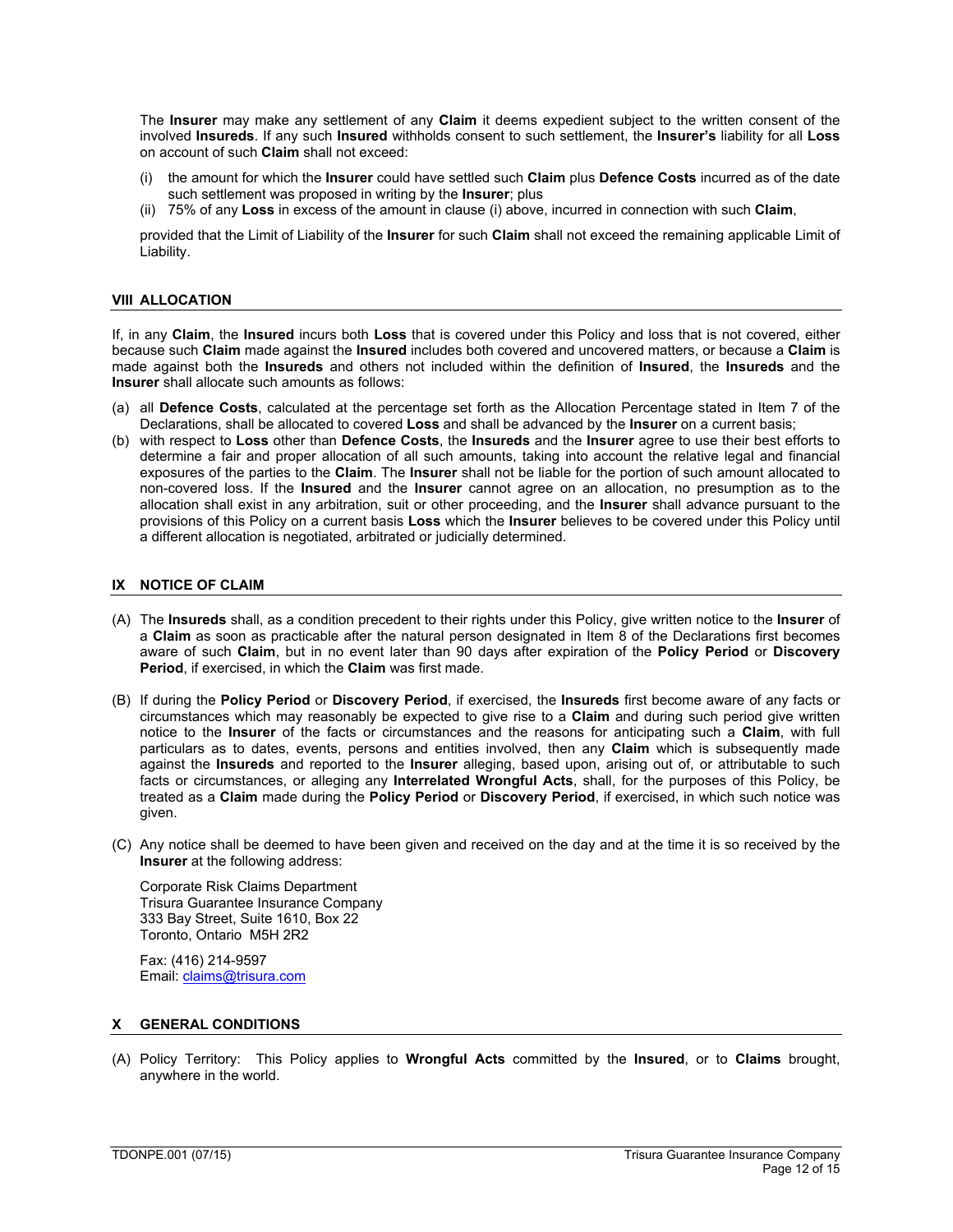The **Insurer** may make any settlement of any **Claim** it deems expedient subject to the written consent of the involved **Insureds**. If any such **Insured** withholds consent to such settlement, the **Insurer's** liability for all **Loss** on account of such **Claim** shall not exceed:

(i) the amount for which the **Insurer** could have settled such **Claim** plus **Defence Costs** incurred as of the date such settlement was proposed in writing by the **Insurer**; plus
(ii) 75% of any **Loss** in excess of the amount in clause (i) above, incurred in connection with such **Claim**,

provided that the Limit of Liability of the **Insurer** for such **Claim** shall not exceed the remaining applicable Limit of Liability.

## VIII ALLOCATION

If, in any **Claim**, the **Insured** incurs both **Loss** that is covered under this Policy and loss that is not covered, either because such **Claim** made against the **Insured** includes both covered and uncovered matters, or because a **Claim** is made against both the **Insureds** and others not included within the definition of **Insured**, the **Insureds** and the **Insurer** shall allocate such amounts as follows:

(a) all **Defence Costs**, calculated at the percentage set forth as the Allocation Percentage stated in Item 7 of the Declarations, shall be allocated to covered **Loss** and shall be advanced by the **Insurer** on a current basis;
(b) with respect to **Loss** other than **Defence Costs**, the **Insureds** and the **Insurer** agree to use their best efforts to determine a fair and proper allocation of all such amounts, taking into account the relative legal and financial exposures of the parties to the **Claim**. The **Insurer** shall not be liable for the portion of such amount allocated to non-covered loss. If the **Insured** and the **Insurer** cannot agree on an allocation, no presumption as to the allocation shall exist in any arbitration, suit or other proceeding, and the **Insurer** shall advance pursuant to the provisions of this Policy on a current basis **Loss** which the **Insurer** believes to be covered under this Policy until a different allocation is negotiated, arbitrated or judicially determined.

## IX NOTICE OF CLAIM

(A) The **Insureds** shall, as a condition precedent to their rights under this Policy, give written notice to the **Insurer** of a **Claim** as soon as practicable after the natural person designated in Item 8 of the Declarations first becomes aware of such **Claim**, but in no event later than 90 days after expiration of the **Policy Period** or **Discovery Period**, if exercised, in which the **Claim** was first made.

(B) If during the **Policy Period** or **Discovery Period**, if exercised, the **Insureds** first become aware of any facts or circumstances which may reasonably be expected to give rise to a **Claim** and during such period give written notice to the **Insurer** of the facts or circumstances and the reasons for anticipating such a **Claim**, with full particulars as to dates, events, persons and entities involved, then any **Claim** which is subsequently made against the **Insureds** and reported to the **Insurer** alleging, based upon, arising out of, or attributable to such facts or circumstances, or alleging any **Interrelated Wrongful Acts**, shall, for the purposes of this Policy, be treated as a **Claim** made during the **Policy Period** or **Discovery Period**, if exercised, in which such notice was given.

(C) Any notice shall be deemed to have been given and received on the day and at the time it is so received by the **Insurer** at the following address:

Corporate Risk Claims Department
Trisura Guarantee Insurance Company
333 Bay Street, Suite 1610, Box 22
Toronto, Ontario M5H 2R2

Fax: (416) 214-9597
Email: claims@trisura.com

## X GENERAL CONDITIONS

(A) Policy Territory: This Policy applies to **Wrongful Acts** committed by the **Insured**, or to **Claims** brought, anywhere in the world.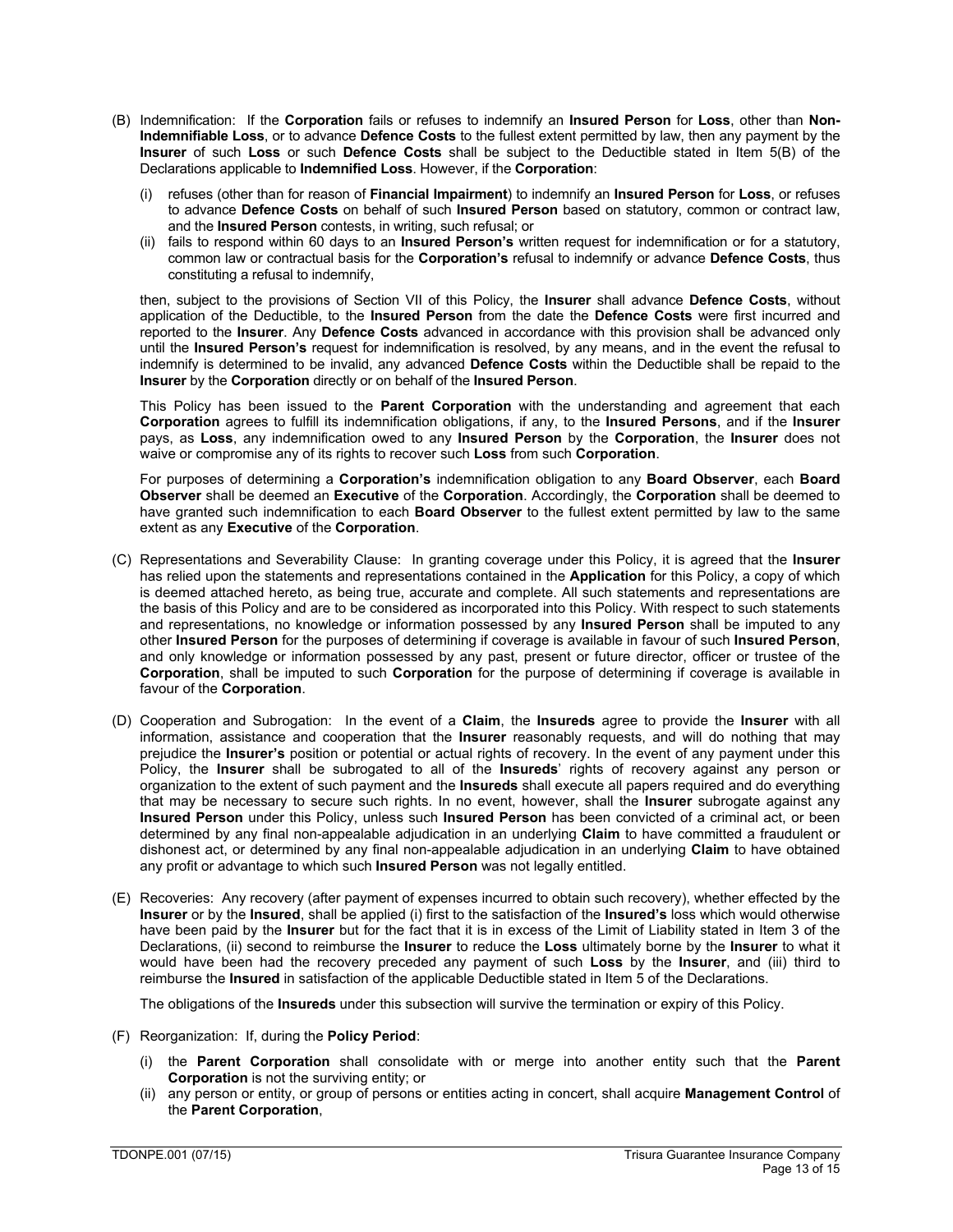(B) Indemnification: If the **Corporation** fails or refuses to indemnify an **Insured Person** for **Loss**, other than **Non-Indemnifiable Loss**, or to advance **Defence Costs** to the fullest extent permitted by law, then any payment by the **Insurer** of such **Loss** or such **Defence Costs** shall be subject to the Deductible stated in Item 5(B) of the Declarations applicable to **Indemnified Loss**. However, if the **Corporation**:

   (i) refuses (other than for reason of **Financial Impairment**) to indemnify an **Insured Person** for **Loss**, or refuses to advance **Defence Costs** on behalf of such **Insured Person** based on statutory, common or contract law, and the **Insured Person** contests, in writing, such refusal; or
   
   (ii) fails to respond within 60 days to an **Insured Person's** written request for indemnification or for a statutory, common law or contractual basis for the **Corporation's** refusal to indemnify or advance **Defence Costs**, thus constituting a refusal to indemnify,

   then, subject to the provisions of Section VII of this Policy, the **Insurer** shall advance **Defence Costs**, without application of the Deductible, to the **Insured Person** from the date the **Defence Costs** were first incurred and reported to the **Insurer**. Any **Defence Costs** advanced in accordance with this provision shall be advanced only until the **Insured Person's** request for indemnification is resolved, by any means, and in the event the refusal to indemnify is determined to be invalid, any advanced **Defence Costs** within the Deductible shall be repaid to the **Insurer** by the **Corporation** directly or on behalf of the **Insured Person**.

   This Policy has been issued to the **Parent Corporation** with the understanding and agreement that each **Corporation** agrees to fulfill its indemnification obligations, if any, to the **Insured Persons**, and if the **Insurer** pays, as **Loss**, any indemnification owed to any **Insured Person** by the **Corporation**, the **Insurer** does not waive or compromise any of its rights to recover such **Loss** from such **Corporation**.

   For purposes of determining a **Corporation's** indemnification obligation to any **Board Observer**, each **Board Observer** shall be deemed an **Executive** of the **Corporation**. Accordingly, the **Corporation** shall be deemed to have granted such indemnification to each **Board Observer** to the fullest extent permitted by law to the same extent as any **Executive** of the **Corporation**.

(C) Representations and Severability Clause: In granting coverage under this Policy, it is agreed that the **Insurer** has relied upon the statements and representations contained in the **Application** for this Policy, a copy of which is deemed attached hereto, as being true, accurate and complete. All such statements and representations are the basis of this Policy and are to be considered as incorporated into this Policy. With respect to such statements and representations, no knowledge or information possessed by any **Insured Person** shall be imputed to any other **Insured Person** for the purposes of determining if coverage is available in favour of such **Insured Person**, and only knowledge or information possessed by any past, present or future director, officer or trustee of the **Corporation**, shall be imputed to such **Corporation** for the purpose of determining if coverage is available in favour of the **Corporation**.

(D) Cooperation and Subrogation: In the event of a **Claim**, the **Insureds** agree to provide the **Insurer** with all information, assistance and cooperation that the **Insurer** reasonably requests, and will do nothing that may prejudice the **Insurer's** position or potential or actual rights of recovery. In the event of any payment under this Policy, the **Insurer** shall be subrogated to all of the **Insureds**' rights of recovery against any person or organization to the extent of such payment and the **Insureds** shall execute all papers required and do everything that may be necessary to secure such rights. In no event, however, shall the **Insurer** subrogate against any **Insured Person** under this Policy, unless such **Insured Person** has been convicted of a criminal act, or been determined by any final non-appealable adjudication in an underlying **Claim** to have committed a fraudulent or dishonest act, or determined by any final non-appealable adjudication in an underlying **Claim** to have obtained any profit or advantage to which such **Insured Person** was not legally entitled.

(E) Recoveries: Any recovery (after payment of expenses incurred to obtain such recovery), whether effected by the **Insurer** or by the **Insured**, shall be applied (i) first to the satisfaction of the **Insured's** loss which would otherwise have been paid by the **Insurer** but for the fact that it is in excess of the Limit of Liability stated in Item 3 of the Declarations, (ii) second to reimburse the **Insurer** to reduce the **Loss** ultimately borne by the **Insurer** to what it would have been had the recovery preceded any payment of such **Loss** by the **Insurer**, and (iii) third to reimburse the **Insured** in satisfaction of the applicable Deductible stated in Item 5 of the Declarations.

   The obligations of the **Insureds** under this subsection will survive the termination or expiry of this Policy.

(F) Reorganization: If, during the **Policy Period**:

   (i) the **Parent Corporation** shall consolidate with or merge into another entity such that the **Parent Corporation** is not the surviving entity; or
   
   (ii) any person or entity, or group of persons or entities acting in concert, shall acquire **Management Control** of the **Parent Corporation**,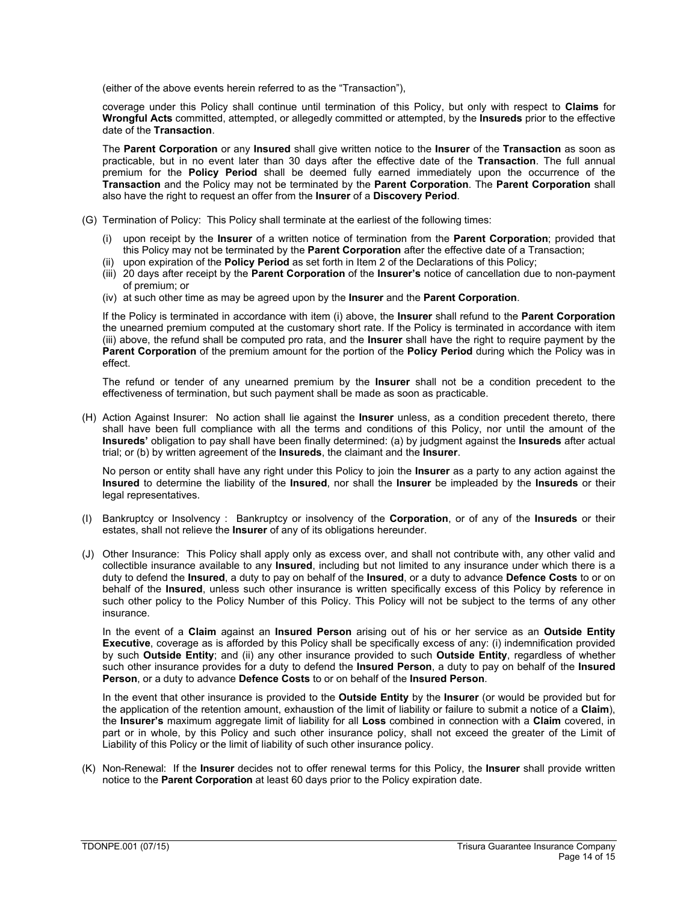(either of the above events herein referred to as the "Transaction"),

coverage under this Policy shall continue until termination of this Policy, but only with respect to **Claims** for **Wrongful Acts** committed, attempted, or allegedly committed or attempted, by the **Insureds** prior to the effective date of the **Transaction**.

The **Parent Corporation** or any **Insured** shall give written notice to the **Insurer** of the **Transaction** as soon as practicable, but in no event later than 30 days after the effective date of the **Transaction**. The full annual premium for the **Policy Period** shall be deemed fully earned immediately upon the occurrence of the **Transaction** and the Policy may not be terminated by the **Parent Corporation**. The **Parent Corporation** shall also have the right to request an offer from the **Insurer** of a **Discovery Period**.

(G) Termination of Policy: This Policy shall terminate at the earliest of the following times:

(i) upon receipt by the **Insurer** of a written notice of termination from the **Parent Corporation**; provided that this Policy may not be terminated by the **Parent Corporation** after the effective date of a Transaction;
(ii) upon expiration of the **Policy Period** as set forth in Item 2 of the Declarations of this Policy;
(iii) 20 days after receipt by the **Parent Corporation** of the **Insurer's** notice of cancellation due to non-payment of premium; or
(iv) at such other time as may be agreed upon by the **Insurer** and the **Parent Corporation**.

If the Policy is terminated in accordance with item (i) above, the **Insurer** shall refund to the **Parent Corporation** the unearned premium computed at the customary short rate. If the Policy is terminated in accordance with item (iii) above, the refund shall be computed pro rata, and the **Insurer** shall have the right to require payment by the **Parent Corporation** of the premium amount for the portion of the **Policy Period** during which the Policy was in effect.

The refund or tender of any unearned premium by the **Insurer** shall not be a condition precedent to the effectiveness of termination, but such payment shall be made as soon as practicable.

(H) Action Against Insurer: No action shall lie against the **Insurer** unless, as a condition precedent thereto, there shall have been full compliance with all the terms and conditions of this Policy, nor until the amount of the **Insureds'** obligation to pay shall have been finally determined: (a) by judgment against the **Insureds** after actual trial; or (b) by written agreement of the **Insureds**, the claimant and the **Insurer**.

No person or entity shall have any right under this Policy to join the **Insurer** as a party to any action against the **Insured** to determine the liability of the **Insured**, nor shall the **Insurer** be impleaded by the **Insureds** or their legal representatives.

(I) Bankruptcy or Insolvency : Bankruptcy or insolvency of the **Corporation**, or of any of the **Insureds** or their estates, shall not relieve the **Insurer** of any of its obligations hereunder.

(J) Other Insurance: This Policy shall apply only as excess over, and shall not contribute with, any other valid and collectible insurance available to any **Insured**, including but not limited to any insurance under which there is a duty to defend the **Insured**, a duty to pay on behalf of the **Insured**, or a duty to advance **Defence Costs** to or on behalf of the **Insured**, unless such other insurance is written specifically excess of this Policy by reference in such other policy to the Policy Number of this Policy. This Policy will not be subject to the terms of any other insurance.

In the event of a **Claim** against an **Insured Person** arising out of his or her service as an **Outside Entity Executive**, coverage as is afforded by this Policy shall be specifically excess of any: (i) indemnification provided by such **Outside Entity**; and (ii) any other insurance provided to such **Outside Entity**, regardless of whether such other insurance provides for a duty to defend the **Insured Person**, a duty to pay on behalf of the **Insured Person**, or a duty to advance **Defence Costs** to or on behalf of the **Insured Person**.

In the event that other insurance is provided to the **Outside Entity** by the **Insurer** (or would be provided but for the application of the retention amount, exhaustion of the limit of liability or failure to submit a notice of a **Claim**), the **Insurer's** maximum aggregate limit of liability for all **Loss** combined in connection with a **Claim** covered, in part or in whole, by this Policy and such other insurance policy, shall not exceed the greater of the Limit of Liability of this Policy or the limit of liability of such other insurance policy.

(K) Non-Renewal: If the **Insurer** decides not to offer renewal terms for this Policy, the **Insurer** shall provide written notice to the **Parent Corporation** at least 60 days prior to the Policy expiration date.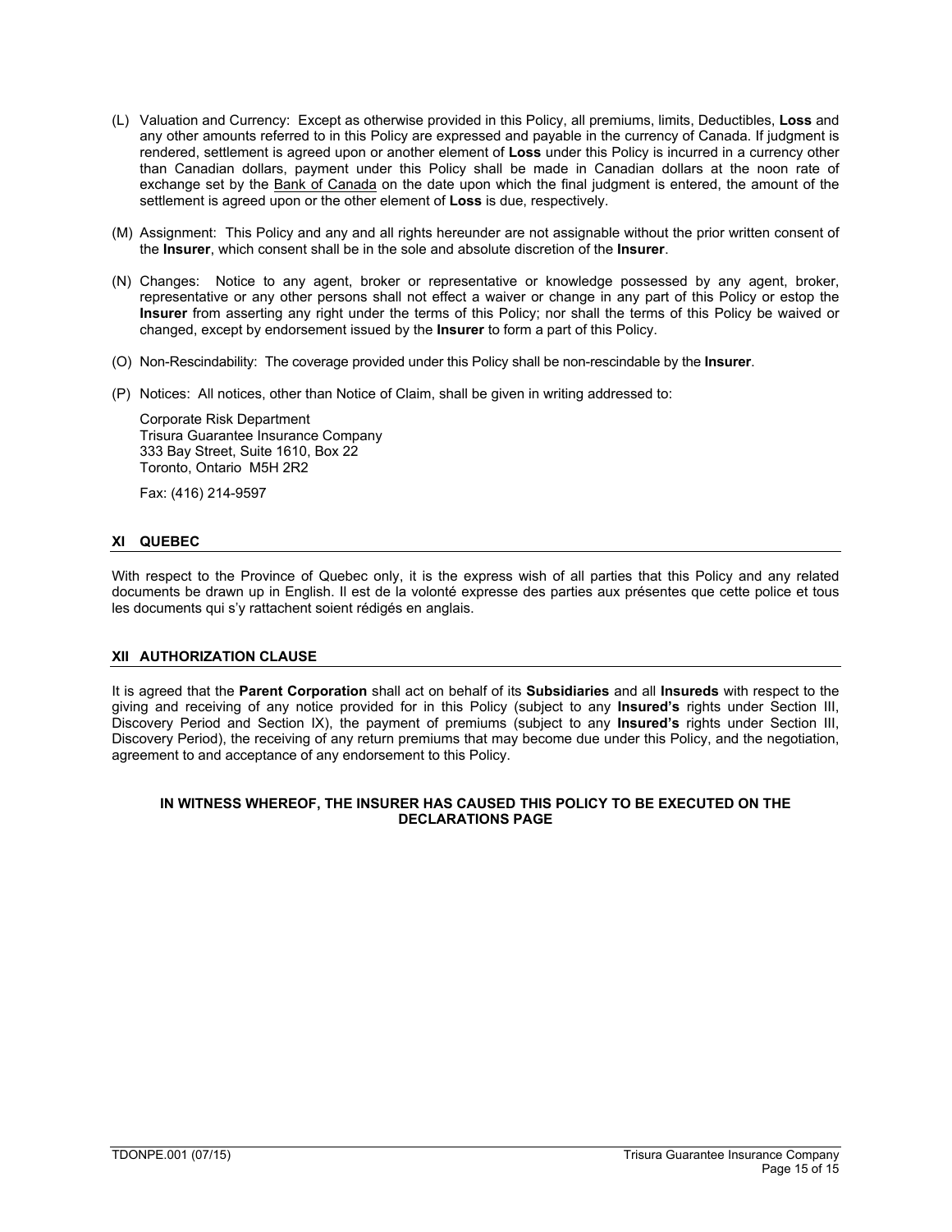(L) Valuation and Currency: Except as otherwise provided in this Policy, all premiums, limits, Deductibles, **Loss** and any other amounts referred to in this Policy are expressed and payable in the currency of Canada. If judgment is rendered, settlement is agreed upon or another element of **Loss** under this Policy is incurred in a currency other than Canadian dollars, payment under this Policy shall be made in Canadian dollars at the noon rate of exchange set by the Bank of Canada on the date upon which the final judgment is entered, the amount of the settlement is agreed upon or the other element of **Loss** is due, respectively.

(M) Assignment: This Policy and any and all rights hereunder are not assignable without the prior written consent of the **Insurer**, which consent shall be in the sole and absolute discretion of the **Insurer**.

(N) Changes: Notice to any agent, broker or representative or knowledge possessed by any agent, broker, representative or any other persons shall not effect a waiver or change in any part of this Policy or estop the **Insurer** from asserting any right under the terms of this Policy; nor shall the terms of this Policy be waived or changed, except by endorsement issued by the **Insurer** to form a part of this Policy.

(O) Non-Rescindability: The coverage provided under this Policy shall be non-rescindable by the **Insurer**.

(P) Notices: All notices, other than Notice of Claim, shall be given in writing addressed to:

Corporate Risk Department
Trisura Guarantee Insurance Company
333 Bay Street, Suite 1610, Box 22
Toronto, Ontario M5H 2R2

Fax: (416) 214-9597

## XI QUEBEC

With respect to the Province of Quebec only, it is the express wish of all parties that this Policy and any related documents be drawn up in English. Il est de la volonté expresse des parties aux présentes que cette police et tous les documents qui s'y rattachent soient rédigés en anglais.

## XII AUTHORIZATION CLAUSE

It is agreed that the **Parent Corporation** shall act on behalf of its **Subsidiaries** and all **Insureds** with respect to the giving and receiving of any notice provided for in this Policy (subject to any **Insured's** rights under Section III, Discovery Period and Section IX), the payment of premiums (subject to any **Insured's** rights under Section III, Discovery Period), the receiving of any return premiums that may become due under this Policy, and the negotiation, agreement to and acceptance of any endorsement to this Policy.

**IN WITNESS WHEREOF, THE INSURER HAS CAUSED THIS POLICY TO BE EXECUTED ON THE DECLARATIONS PAGE**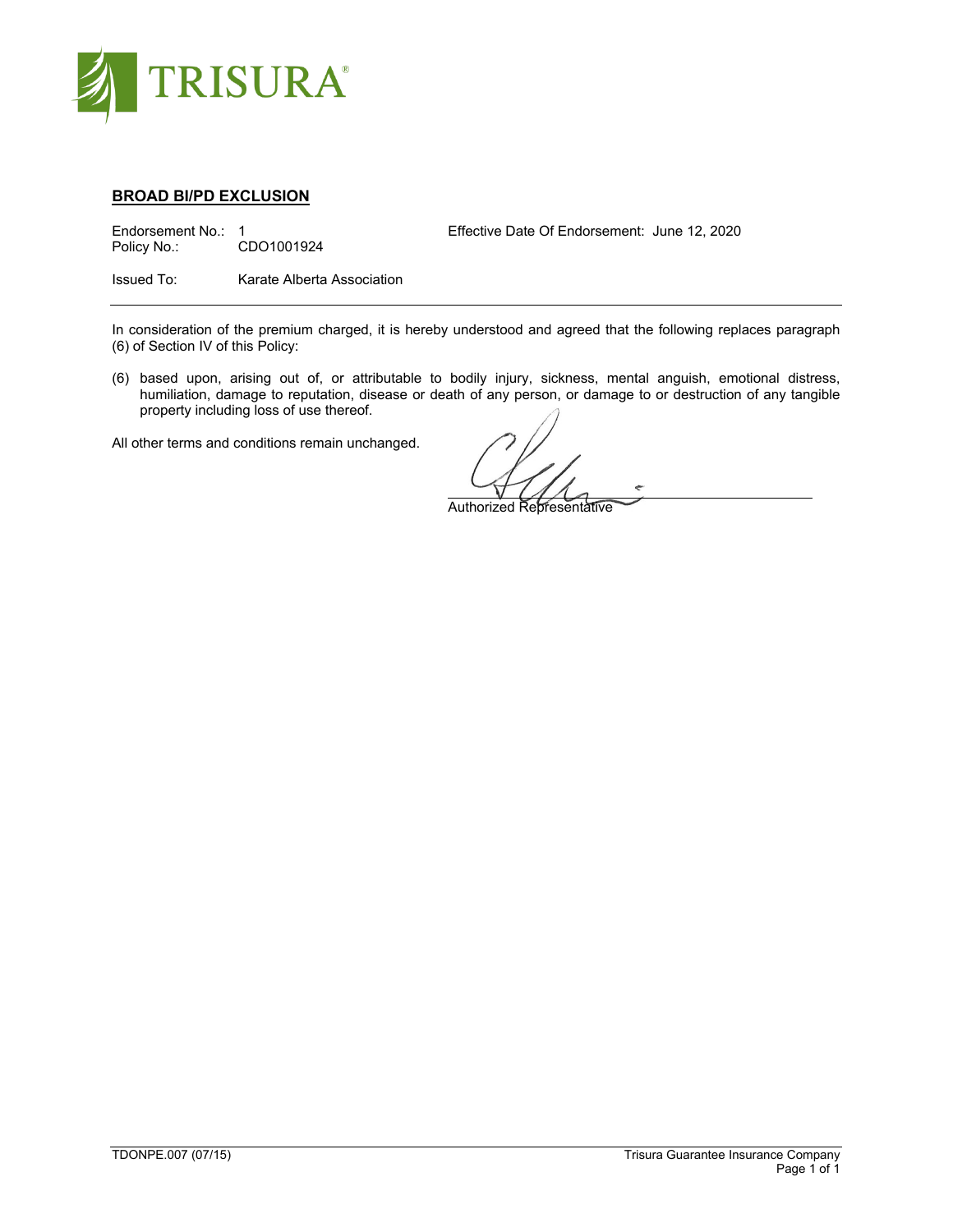TRISURA®

## BROAD BI/PD EXCLUSION

Endorsement No.: 1
Policy No.: CDO1001924

Effective Date Of Endorsement: June 12, 2020

Issued To: Karate Alberta Association

---

In consideration of the premium charged, it is hereby understood and agreed that the following replaces paragraph (6) of Section IV of this Policy:

(6) based upon, arising out of, or attributable to bodily injury, sickness, mental anguish, emotional distress, humiliation, damage to reputation, disease or death of any person, or damage to or destruction of any tangible property including loss of use thereof.

All other terms and conditions remain unchanged.

Authorized Representative

TDONPE.007 (07/15)

Trisura Guarantee Insurance Company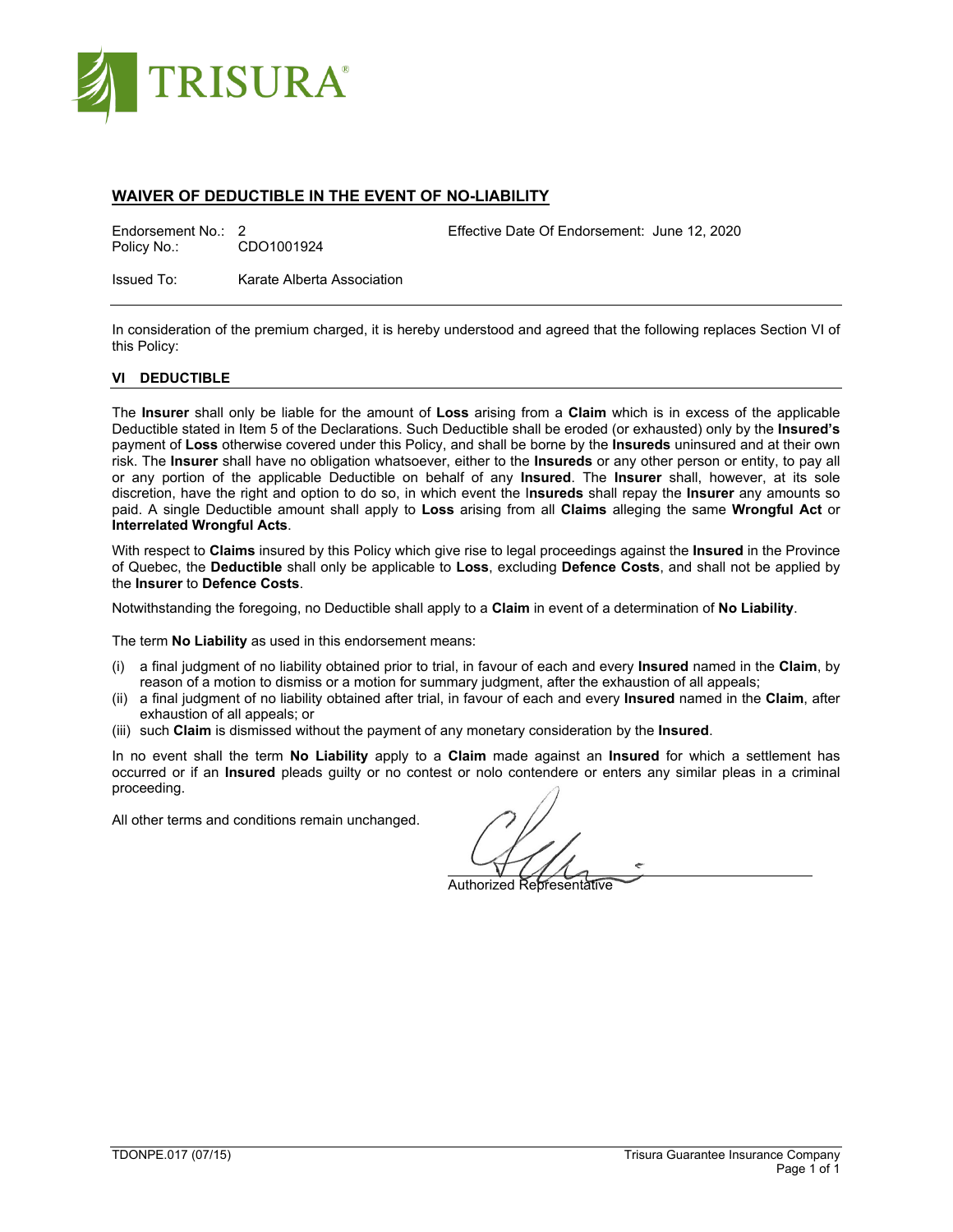TRISURA®

## WAIVER OF DEDUCTIBLE IN THE EVENT OF NO-LIABILITY

Endorsement No.: 2 Effective Date Of Endorsement: June 12, 2020
Policy No.: CDO1001924

Issued To: Karate Alberta Association

In consideration of the premium charged, it is hereby understood and agreed that the following replaces Section VI of this Policy:

### VI DEDUCTIBLE

The **Insurer** shall only be liable for the amount of **Loss** arising from a **Claim** which is in excess of the applicable Deductible stated in Item 5 of the Declarations. Such Deductible shall be eroded (or exhausted) only by the **Insured's** payment of **Loss** otherwise covered under this Policy, and shall be borne by the **Insureds** uninsured and at their own risk. The **Insurer** shall have no obligation whatsoever, either to the **Insureds** or any other person or entity, to pay all or any portion of the applicable Deductible on behalf of any **Insured**. The **Insurer** shall, however, at its sole discretion, have the right and option to do so, in which event the I**nsureds** shall repay the **Insurer** any amounts so paid. A single Deductible amount shall apply to **Loss** arising from all **Claims** alleging the same **Wrongful Act** or **Interrelated Wrongful Acts**.

With respect to **Claims** insured by this Policy which give rise to legal proceedings against the **Insured** in the Province of Quebec, the **Deductible** shall only be applicable to **Loss**, excluding **Defence Costs**, and shall not be applied by the **Insurer** to **Defence Costs**.

Notwithstanding the foregoing, no Deductible shall apply to a **Claim** in event of a determination of **No Liability**.

The term **No Liability** as used in this endorsement means:

(i) a final judgment of no liability obtained prior to trial, in favour of each and every **Insured** named in the **Claim**, by reason of a motion to dismiss or a motion for summary judgment, after the exhaustion of all appeals;
(ii) a final judgment of no liability obtained after trial, in favour of each and every **Insured** named in the **Claim**, after exhaustion of all appeals; or
(iii) such **Claim** is dismissed without the payment of any monetary consideration by the **Insured**.

In no event shall the term **No Liability** apply to a **Claim** made against an **Insured** for which a settlement has occurred or if an **Insured** pleads guilty or no contest or nolo contendere or enters any similar pleas in a criminal proceeding.

All other terms and conditions remain unchanged.

Authorized Representative

TDONPE.017 (07/15) Trisura Guarantee Insurance Company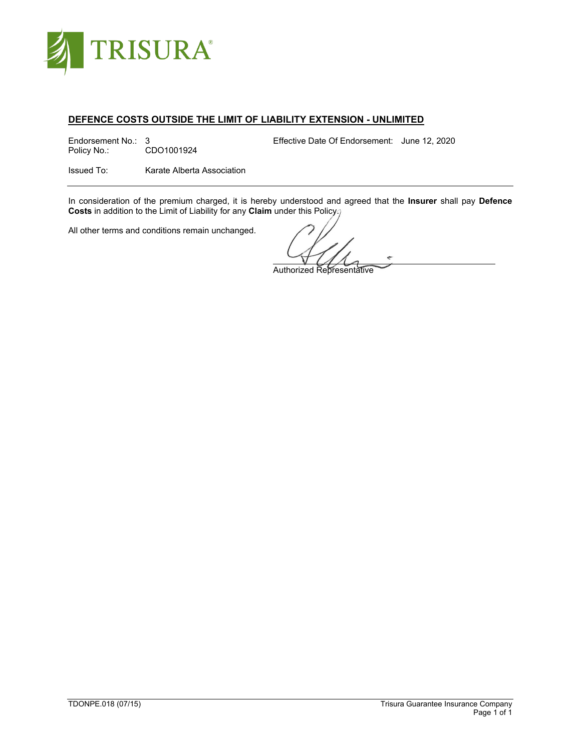TRISURA®

## DEFENCE COSTS OUTSIDE THE LIMIT OF LIABILITY EXTENSION - UNLIMITED

Endorsement No.: 3
Policy No.: CDO1001924

Effective Date Of Endorsement: June 12, 2020

Issued To: Karate Alberta Association

In consideration of the premium charged, it is hereby understood and agreed that the **Insurer** shall pay **Defence Costs** in addition to the Limit of Liability for any **Claim** under this Policy.

All other terms and conditions remain unchanged.

Authorized Representative

TDONPE.018 (07/15)

Trisura Guarantee Insurance Company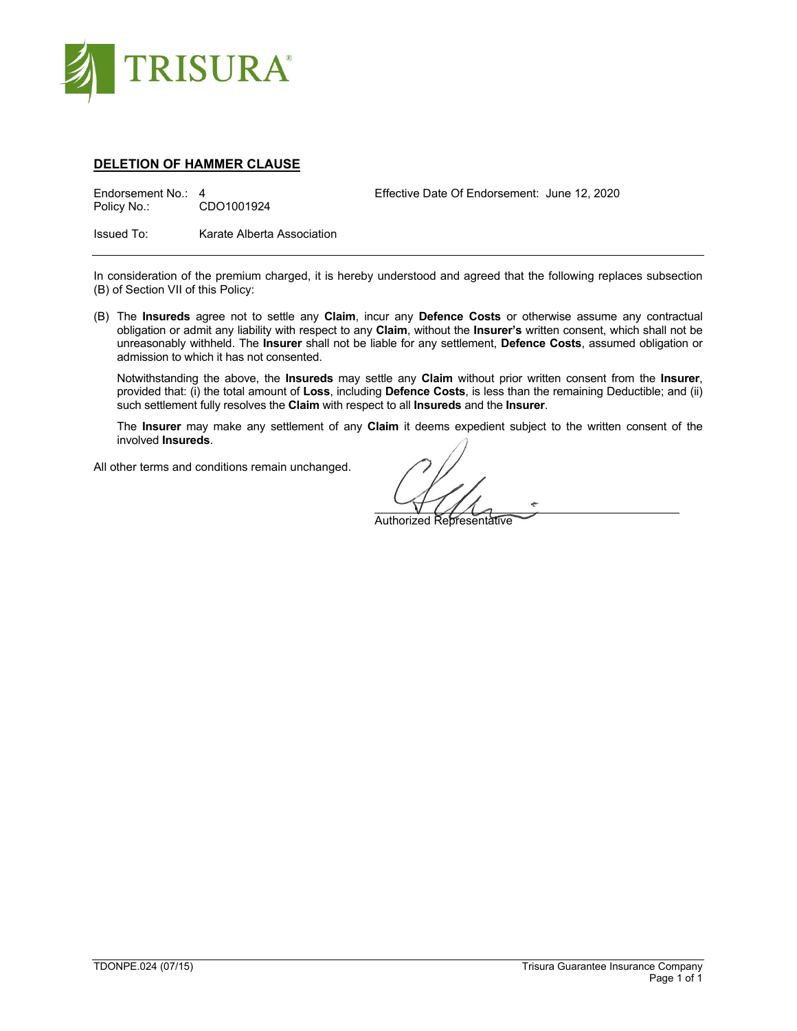TRISURA

## DELETION OF HAMMER CLAUSE

Endorsement No.: 4  
Policy No.: CDO1001924

Effective Date Of Endorsement: June 12, 2020

Issued To: Karate Alberta Association

---

In consideration of the premium charged, it is hereby understood and agreed that the following replaces subsection (B) of Section VII of this Policy:

(B) The **Insureds** agree not to settle any **Claim**, incur any **Defence Costs** or otherwise assume any contractual obligation or admit any liability with respect to any **Claim**, without the **Insurer's** written consent, which shall not be unreasonably withheld. The **Insurer** shall not be liable for any settlement, **Defence Costs**, assumed obligation or admission to which it has not consented.

Notwithstanding the above, the **Insureds** may settle any **Claim** without prior written consent from the **Insurer**, provided that: (i) the total amount of **Loss**, including **Defence Costs**, is less than the remaining Deductible; and (ii) such settlement fully resolves the **Claim** with respect to all **Insureds** and the **Insurer**.

The **Insurer** may make any settlement of any **Claim** it deems expedient subject to the written consent of the involved **Insureds**.

All other terms and conditions remain unchanged.

Authorized Representative

TDONPE.024 (07/15) Trisura Guarantee Insurance Company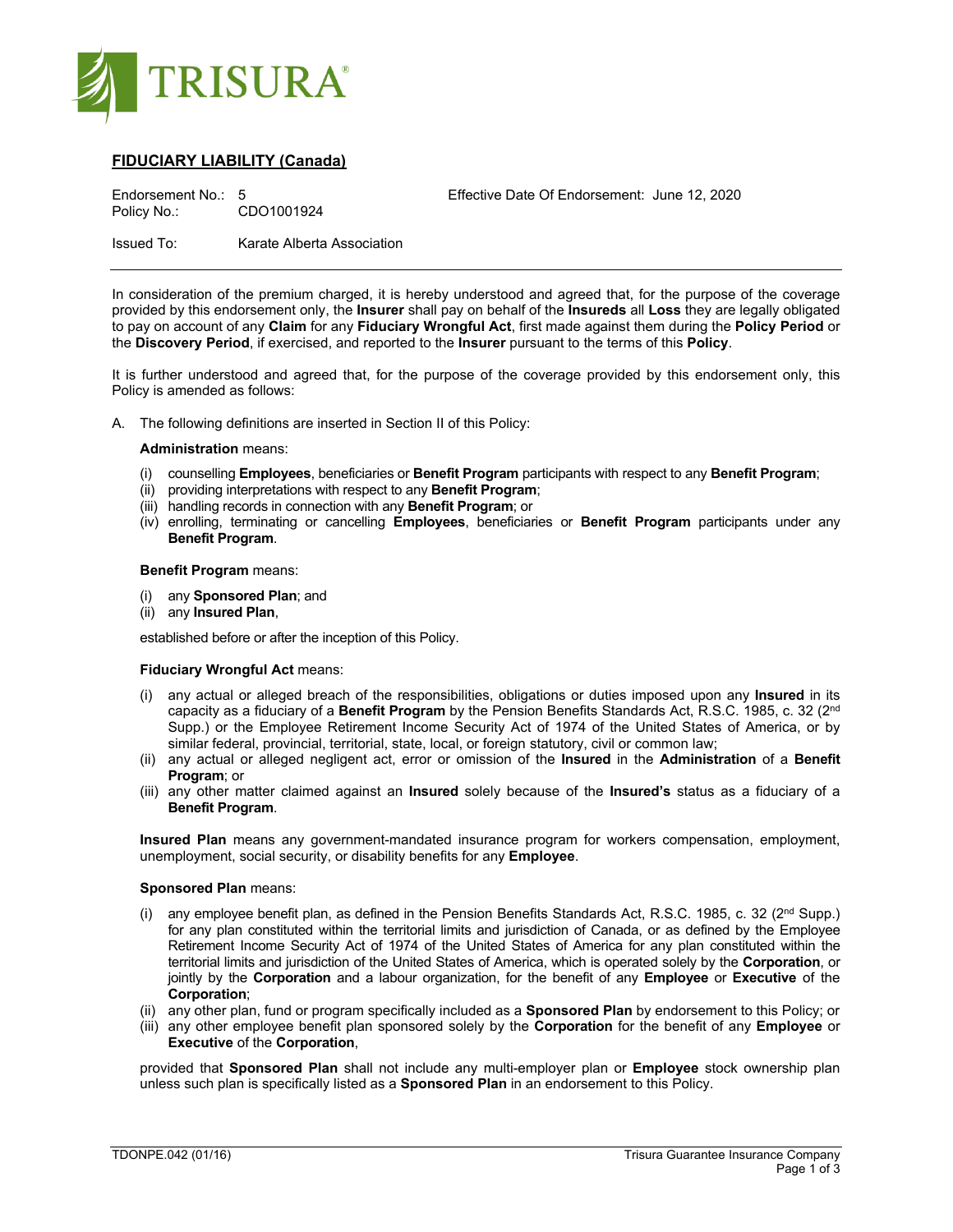## FIDUCIARY LIABILITY (Canada)

Endorsement No.: 5 Effective Date Of Endorsement: June 12, 2020
Policy No.: CDO1001924

Issued To: Karate Alberta Association

---

In consideration of the premium charged, it is hereby understood and agreed that, for the purpose of the coverage provided by this endorsement only, the **Insurer** shall pay on behalf of the **Insureds** all **Loss** they are legally obligated to pay on account of any **Claim** for any **Fiduciary Wrongful Act**, first made against them during the **Policy Period** or the **Discovery Period**, if exercised, and reported to the **Insurer** pursuant to the terms of this **Policy**.

It is further understood and agreed that, for the purpose of the coverage provided by this endorsement only, this Policy is amended as follows:

A. The following definitions are inserted in Section II of this Policy:

**Administration** means:

(i) counselling **Employees**, beneficiaries or **Benefit Program** participants with respect to any **Benefit Program**;
(ii) providing interpretations with respect to any **Benefit Program**;
(iii) handling records in connection with any **Benefit Program**; or
(iv) enrolling, terminating or cancelling **Employees**, beneficiaries or **Benefit Program** participants under any **Benefit Program**.

**Benefit Program** means:

(i) any **Sponsored Plan**; and
(ii) any **Insured Plan**,

established before or after the inception of this Policy.

**Fiduciary Wrongful Act** means:

(i) any actual or alleged breach of the responsibilities, obligations or duties imposed upon any **Insured** in its capacity as a fiduciary of a **Benefit Program** by the Pension Benefits Standards Act, R.S.C. 1985, c. 32 (2nd Supp.) or the Employee Retirement Income Security Act of 1974 of the United States of America, or by similar federal, provincial, territorial, state, local, or foreign statutory, civil or common law;
(ii) any actual or alleged negligent act, error or omission of the **Insured** in the **Administration** of a **Benefit Program**; or
(iii) any other matter claimed against an **Insured** solely because of the **Insured's** status as a fiduciary of a **Benefit Program**.

**Insured Plan** means any government-mandated insurance program for workers compensation, employment, unemployment, social security, or disability benefits for any **Employee**.

**Sponsored Plan** means:

(i) any employee benefit plan, as defined in the Pension Benefits Standards Act, R.S.C. 1985, c. 32 (2nd Supp.) for any plan constituted within the territorial limits and jurisdiction of Canada, or as defined by the Employee Retirement Income Security Act of 1974 of the United States of America for any plan constituted within the territorial limits and jurisdiction of the United States of America, which is operated solely by the **Corporation**, or jointly by the **Corporation** and a labour organization, for the benefit of any **Employee** or **Executive** of the **Corporation**;
(ii) any other plan, fund or program specifically included as a **Sponsored Plan** by endorsement to this Policy; or
(iii) any other employee benefit plan sponsored solely by the **Corporation** for the benefit of any **Employee** or **Executive** of the **Corporation**,

provided that **Sponsored Plan** shall not include any multi-employer plan or **Employee** stock ownership plan unless such plan is specifically listed as a **Sponsored Plan** in an endorsement to this Policy.

TDONPE.042 (01/16) Trisura Guarantee Insurance Company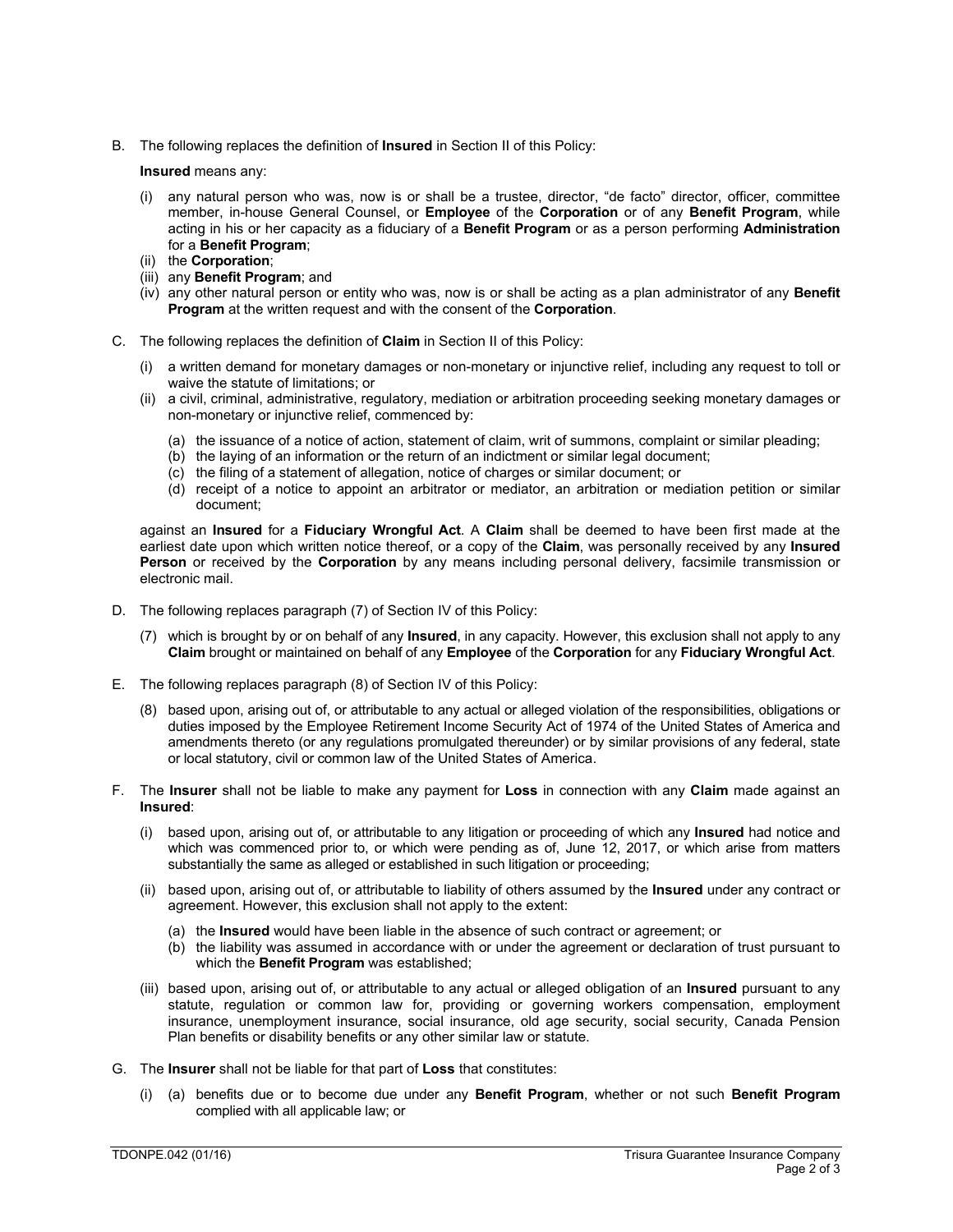B. The following replaces the definition of **Insured** in Section II of this Policy:

**Insured** means any:

(i) any natural person who was, now is or shall be a trustee, director, "de facto" director, officer, committee member, in-house General Counsel, or **Employee** of the **Corporation** or of any **Benefit Program**, while acting in his or her capacity as a fiduciary of a **Benefit Program** or as a person performing **Administration** for a **Benefit Program**;
(ii) the **Corporation**;
(iii) any **Benefit Program**; and
(iv) any other natural person or entity who was, now is or shall be acting as a plan administrator of any **Benefit Program** at the written request and with the consent of the **Corporation**.

C. The following replaces the definition of **Claim** in Section II of this Policy:

(i) a written demand for monetary damages or non-monetary or injunctive relief, including any request to toll or waive the statute of limitations; or
(ii) a civil, criminal, administrative, regulatory, mediation or arbitration proceeding seeking monetary damages or non-monetary or injunctive relief, commenced by:

   (a) the issuance of a notice of action, statement of claim, writ of summons, complaint or similar pleading;
   (b) the laying of an information or the return of an indictment or similar legal document;
   (c) the filing of a statement of allegation, notice of charges or similar document; or
   (d) receipt of a notice to appoint an arbitrator or mediator, an arbitration or mediation petition or similar document;

against an **Insured** for a **Fiduciary Wrongful Act**. A **Claim** shall be deemed to have been first made at the earliest date upon which written notice thereof, or a copy of the **Claim**, was personally received by any **Insured Person** or received by the **Corporation** by any means including personal delivery, facsimile transmission or electronic mail.

D. The following replaces paragraph (7) of Section IV of this Policy:

(7) which is brought by or on behalf of any **Insured**, in any capacity. However, this exclusion shall not apply to any **Claim** brought or maintained on behalf of any **Employee** of the **Corporation** for any **Fiduciary Wrongful Act**.

E. The following replaces paragraph (8) of Section IV of this Policy:

(8) based upon, arising out of, or attributable to any actual or alleged violation of the responsibilities, obligations or duties imposed by the Employee Retirement Income Security Act of 1974 of the United States of America and amendments thereto (or any regulations promulgated thereunder) or by similar provisions of any federal, state or local statutory, civil or common law of the United States of America.

F. The **Insurer** shall not be liable to make any payment for **Loss** in connection with any **Claim** made against an **Insured**:

(i) based upon, arising out of, or attributable to any litigation or proceeding of which any **Insured** had notice and which was commenced prior to, or which were pending as of, June 12, 2017, or which arise from matters substantially the same as alleged or established in such litigation or proceeding;

(ii) based upon, arising out of, or attributable to liability of others assumed by the **Insured** under any contract or agreement. However, this exclusion shall not apply to the extent:

   (a) the **Insured** would have been liable in the absence of such contract or agreement; or
   (b) the liability was assumed in accordance with or under the agreement or declaration of trust pursuant to which the **Benefit Program** was established;

(iii) based upon, arising out of, or attributable to any actual or alleged obligation of an **Insured** pursuant to any statute, regulation or common law for, providing or governing workers compensation, employment insurance, unemployment insurance, social insurance, old age security, social security, Canada Pension Plan benefits or disability benefits or any other similar law or statute.

G. The **Insurer** shall not be liable for that part of **Loss** that constitutes:

(i) (a) benefits due or to become due under any **Benefit Program**, whether or not such **Benefit Program** complied with all applicable law; or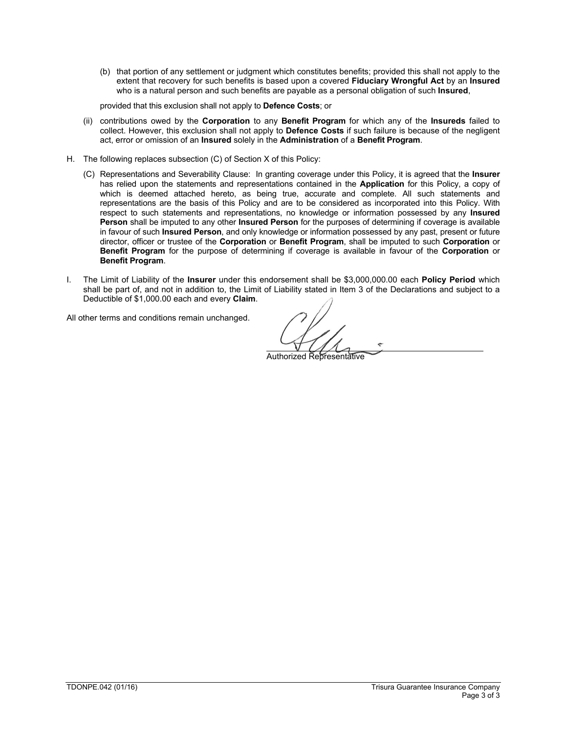(b) that portion of any settlement or judgment which constitutes benefits; provided this shall not apply to the extent that recovery for such benefits is based upon a covered **Fiduciary Wrongful Act** by an **Insured** who is a natural person and such benefits are payable as a personal obligation of such **Insured**,

provided that this exclusion shall not apply to **Defence Costs**; or

(ii) contributions owed by the **Corporation** to any **Benefit Program** for which any of the **Insureds** failed to collect. However, this exclusion shall not apply to **Defence Costs** if such failure is because of the negligent act, error or omission of an **Insured** solely in the **Administration** of a **Benefit Program**.

H. The following replaces subsection (C) of Section X of this Policy:

(C) Representations and Severability Clause: In granting coverage under this Policy, it is agreed that the **Insurer** has relied upon the statements and representations contained in the **Application** for this Policy, a copy of which is deemed attached hereto, as being true, accurate and complete. All such statements and representations are the basis of this Policy and are to be considered as incorporated into this Policy. With respect to such statements and representations, no knowledge or information possessed by any **Insured Person** shall be imputed to any other **Insured Person** for the purposes of determining if coverage is available in favour of such **Insured Person**, and only knowledge or information possessed by any past, present or future director, officer or trustee of the **Corporation** or **Benefit Program**, shall be imputed to such **Corporation** or **Benefit Program** for the purpose of determining if coverage is available in favour of the **Corporation** or **Benefit Program**.

I. The Limit of Liability of the **Insurer** under this endorsement shall be $3,000,000.00 each **Policy Period** which shall be part of, and not in addition to, the Limit of Liability stated in Item 3 of the Declarations and subject to a Deductible of $1,000.00 each and every **Claim**.

All other terms and conditions remain unchanged.

Authorized Representative

TDONPE.042 (01/16) Trisura Guarantee Insurance Company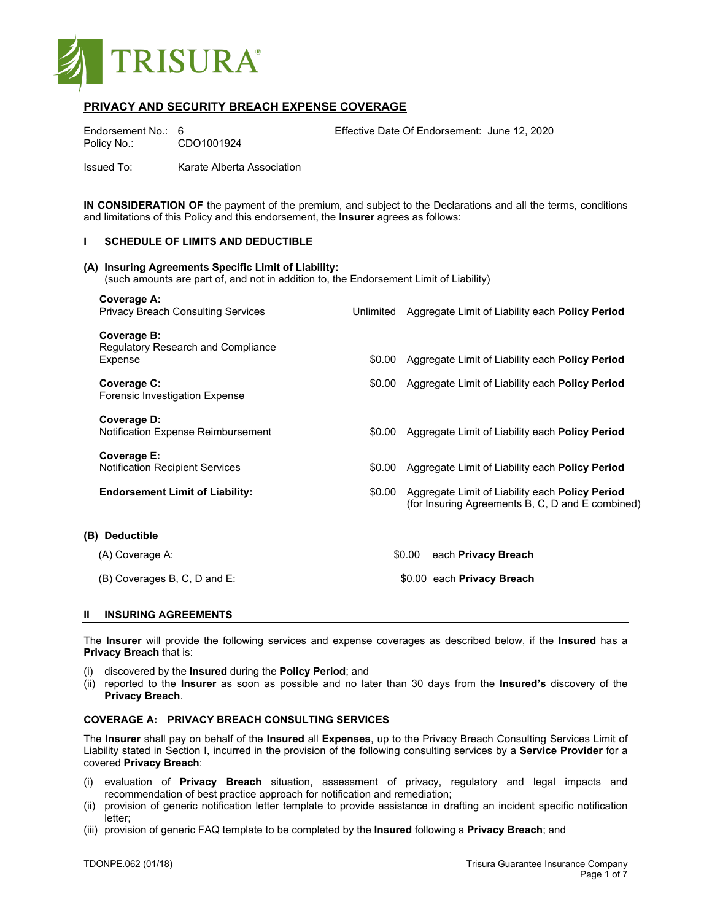## PRIVACY AND SECURITY BREACH EXPENSE COVERAGE

Endorsement No.: 6 Effective Date Of Endorsement: June 12, 2020
Policy No.: CDO1001924

Issued To: Karate Alberta Association

**IN CONSIDERATION OF** the payment of the premium, and subject to the Declarations and all the terms, conditions and limitations of this Policy and this endorsement, the **Insurer** agrees as follows:

### I SCHEDULE OF LIMITS AND DEDUCTIBLE

**(A) Insuring Agreements Specific Limit of Liability:**
(such amounts are part of, and not in addition to, the Endorsement Limit of Liability)

| | | |
|---|---|---|
| **Coverage A:** Privacy Breach Consulting Services | Unlimited | Aggregate Limit of Liability each **Policy Period** |
| **Coverage B:** Regulatory Research and Compliance Expense | $0.00 | Aggregate Limit of Liability each **Policy Period** |
| **Coverage C:** Forensic Investigation Expense | $0.00 | Aggregate Limit of Liability each **Policy Period** |
| **Coverage D:** Notification Expense Reimbursement | $0.00 | Aggregate Limit of Liability each **Policy Period** |
| **Coverage E:** Notification Recipient Services | $0.00 | Aggregate Limit of Liability each **Policy Period** |
| **Endorsement Limit of Liability:** | $0.00 | Aggregate Limit of Liability each **Policy Period** (for Insuring Agreements B, C, D and E combined) |

**(B) Deductible**

| | | |
|---|---|---|
| (A) Coverage A: | $0.00 | each **Privacy Breach** |
| (B) Coverages B, C, D and E: | $0.00 | each **Privacy Breach** |

### II INSURING AGREEMENTS

The **Insurer** will provide the following services and expense coverages as described below, if the **Insured** has a **Privacy Breach** that is:

(i) discovered by the **Insured** during the **Policy Period**; and
(ii) reported to the **Insurer** as soon as possible and no later than 30 days from the **Insured's** discovery of the **Privacy Breach**.

#### COVERAGE A: PRIVACY BREACH CONSULTING SERVICES

The **Insurer** shall pay on behalf of the **Insured** all **Expenses**, up to the Privacy Breach Consulting Services Limit of Liability stated in Section I, incurred in the provision of the following consulting services by a **Service Provider** for a covered **Privacy Breach**:

(i) evaluation of **Privacy Breach** situation, assessment of privacy, regulatory and legal impacts and recommendation of best practice approach for notification and remediation;
(ii) provision of generic notification letter template to provide assistance in drafting an incident specific notification letter;
(iii) provision of generic FAQ template to be completed by the **Insured** following a **Privacy Breach**; and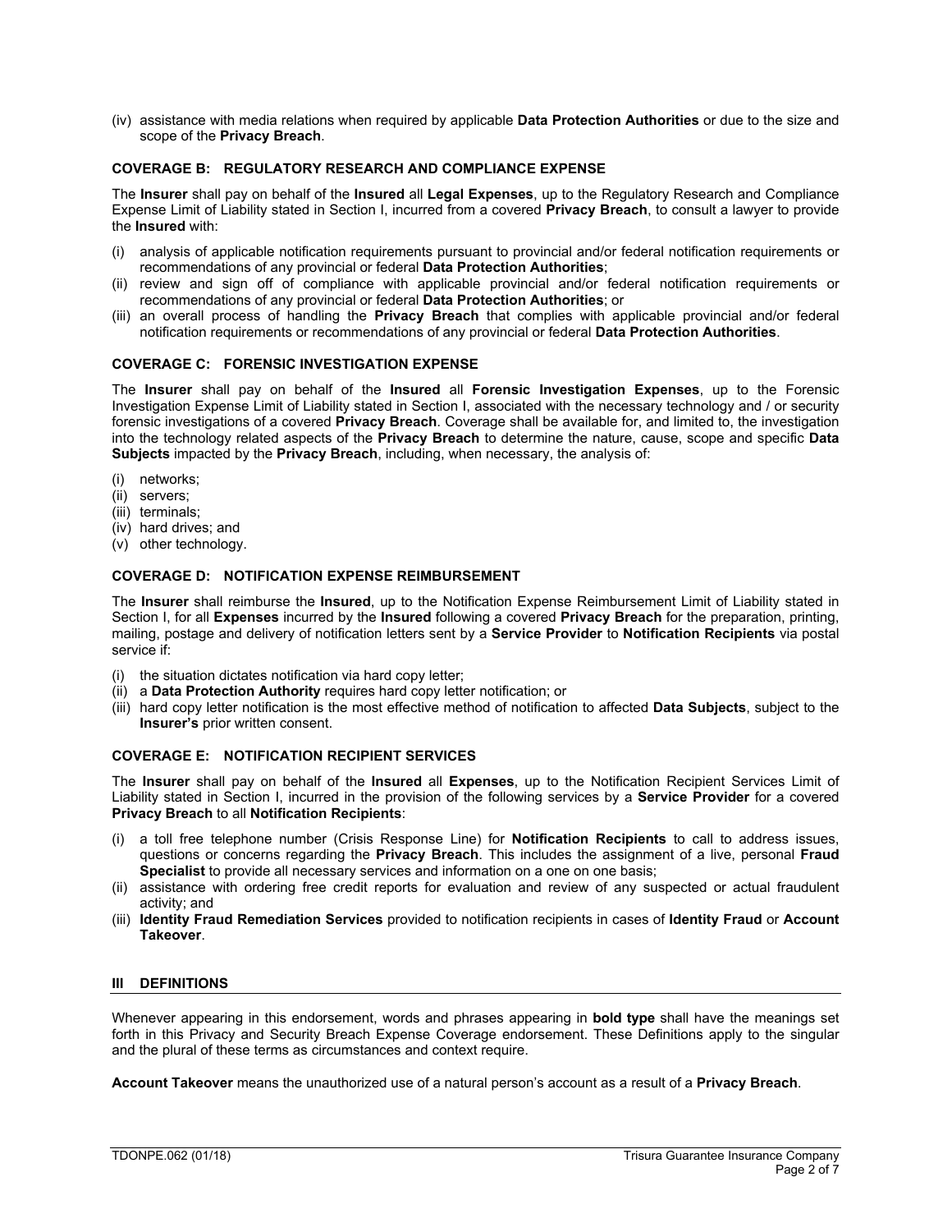(iv) assistance with media relations when required by applicable **Data Protection Authorities** or due to the size and scope of the **Privacy Breach**.

**COVERAGE B: REGULATORY RESEARCH AND COMPLIANCE EXPENSE**

The **Insurer** shall pay on behalf of the **Insured** all **Legal Expenses**, up to the Regulatory Research and Compliance Expense Limit of Liability stated in Section I, incurred from a covered **Privacy Breach**, to consult a lawyer to provide the **Insured** with:

(i) analysis of applicable notification requirements pursuant to provincial and/or federal notification requirements or recommendations of any provincial or federal **Data Protection Authorities**;
(ii) review and sign off of compliance with applicable provincial and/or federal notification requirements or recommendations of any provincial or federal **Data Protection Authorities**; or
(iii) an overall process of handling the **Privacy Breach** that complies with applicable provincial and/or federal notification requirements or recommendations of any provincial or federal **Data Protection Authorities**.

**COVERAGE C: FORENSIC INVESTIGATION EXPENSE**

The **Insurer** shall pay on behalf of the **Insured** all **Forensic Investigation Expenses**, up to the Forensic Investigation Expense Limit of Liability stated in Section I, associated with the necessary technology and / or security forensic investigations of a covered **Privacy Breach**. Coverage shall be available for, and limited to, the investigation into the technology related aspects of the **Privacy Breach** to determine the nature, cause, scope and specific **Data Subjects** impacted by the **Privacy Breach**, including, when necessary, the analysis of:

(i) networks;
(ii) servers;
(iii) terminals;
(iv) hard drives; and
(v) other technology.

**COVERAGE D: NOTIFICATION EXPENSE REIMBURSEMENT**

The **Insurer** shall reimburse the **Insured**, up to the Notification Expense Reimbursement Limit of Liability stated in Section I, for all **Expenses** incurred by the **Insured** following a covered **Privacy Breach** for the preparation, printing, mailing, postage and delivery of notification letters sent by a **Service Provider** to **Notification Recipients** via postal service if:

(i) the situation dictates notification via hard copy letter;
(ii) a **Data Protection Authority** requires hard copy letter notification; or
(iii) hard copy letter notification is the most effective method of notification to affected **Data Subjects**, subject to the **Insurer's** prior written consent.

**COVERAGE E: NOTIFICATION RECIPIENT SERVICES**

The **Insurer** shall pay on behalf of the **Insured** all **Expenses**, up to the Notification Recipient Services Limit of Liability stated in Section I, incurred in the provision of the following services by a **Service Provider** for a covered **Privacy Breach** to all **Notification Recipients**:

(i) a toll free telephone number (Crisis Response Line) for **Notification Recipients** to call to address issues, questions or concerns regarding the **Privacy Breach**. This includes the assignment of a live, personal **Fraud Specialist** to provide all necessary services and information on a one on one basis;
(ii) assistance with ordering free credit reports for evaluation and review of any suspected or actual fraudulent activity; and
(iii) **Identity Fraud Remediation Services** provided to notification recipients in cases of **Identity Fraud** or **Account Takeover**.

## III DEFINITIONS

Whenever appearing in this endorsement, words and phrases appearing in **bold type** shall have the meanings set forth in this Privacy and Security Breach Expense Coverage endorsement. These Definitions apply to the singular and the plural of these terms as circumstances and context require.

**Account Takeover** means the unauthorized use of a natural person's account as a result of a **Privacy Breach**.

TDONPE.062 (01/18) Trisura Guarantee Insurance Company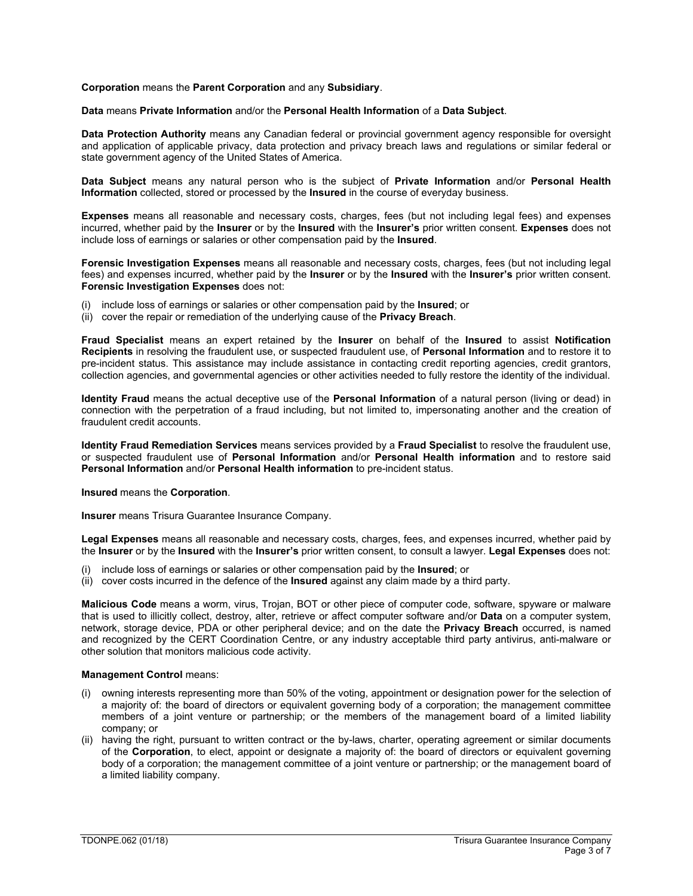**Corporation** means the **Parent Corporation** and any **Subsidiary**.

**Data** means **Private Information** and/or the **Personal Health Information** of a **Data Subject**.

**Data Protection Authority** means any Canadian federal or provincial government agency responsible for oversight and application of applicable privacy, data protection and privacy breach laws and regulations or similar federal or state government agency of the United States of America.

**Data Subject** means any natural person who is the subject of **Private Information** and/or **Personal Health Information** collected, stored or processed by the **Insured** in the course of everyday business.

**Expenses** means all reasonable and necessary costs, charges, fees (but not including legal fees) and expenses incurred, whether paid by the **Insurer** or by the **Insured** with the **Insurer's** prior written consent. **Expenses** does not include loss of earnings or salaries or other compensation paid by the **Insured**.

**Forensic Investigation Expenses** means all reasonable and necessary costs, charges, fees (but not including legal fees) and expenses incurred, whether paid by the **Insurer** or by the **Insured** with the **Insurer's** prior written consent. **Forensic Investigation Expenses** does not:

(i) include loss of earnings or salaries or other compensation paid by the **Insured**; or
(ii) cover the repair or remediation of the underlying cause of the **Privacy Breach**.

**Fraud Specialist** means an expert retained by the **Insurer** on behalf of the **Insured** to assist **Notification Recipients** in resolving the fraudulent use, or suspected fraudulent use, of **Personal Information** and to restore it to pre-incident status. This assistance may include assistance in contacting credit reporting agencies, credit grantors, collection agencies, and governmental agencies or other activities needed to fully restore the identity of the individual.

**Identity Fraud** means the actual deceptive use of the **Personal Information** of a natural person (living or dead) in connection with the perpetration of a fraud including, but not limited to, impersonating another and the creation of fraudulent credit accounts.

**Identity Fraud Remediation Services** means services provided by a **Fraud Specialist** to resolve the fraudulent use, or suspected fraudulent use of **Personal Information** and/or **Personal Health information** and to restore said **Personal Information** and/or **Personal Health information** to pre-incident status.

**Insured** means the **Corporation**.

**Insurer** means Trisura Guarantee Insurance Company.

**Legal Expenses** means all reasonable and necessary costs, charges, fees, and expenses incurred, whether paid by the **Insurer** or by the **Insured** with the **Insurer's** prior written consent, to consult a lawyer. **Legal Expenses** does not:

(i) include loss of earnings or salaries or other compensation paid by the **Insured**; or
(ii) cover costs incurred in the defence of the **Insured** against any claim made by a third party.

**Malicious Code** means a worm, virus, Trojan, BOT or other piece of computer code, software, spyware or malware that is used to illicitly collect, destroy, alter, retrieve or affect computer software and/or **Data** on a computer system, network, storage device, PDA or other peripheral device; and on the date the **Privacy Breach** occurred, is named and recognized by the CERT Coordination Centre, or any industry acceptable third party antivirus, anti-malware or other solution that monitors malicious code activity.

**Management Control** means:

(i) owning interests representing more than 50% of the voting, appointment or designation power for the selection of a majority of: the board of directors or equivalent governing body of a corporation; the management committee members of a joint venture or partnership; or the members of the management board of a limited liability company; or
(ii) having the right, pursuant to written contract or the by-laws, charter, operating agreement or similar documents of the **Corporation**, to elect, appoint or designate a majority of: the board of directors or equivalent governing body of a corporation; the management committee of a joint venture or partnership; or the management board of a limited liability company.

TDONPE.062 (01/18)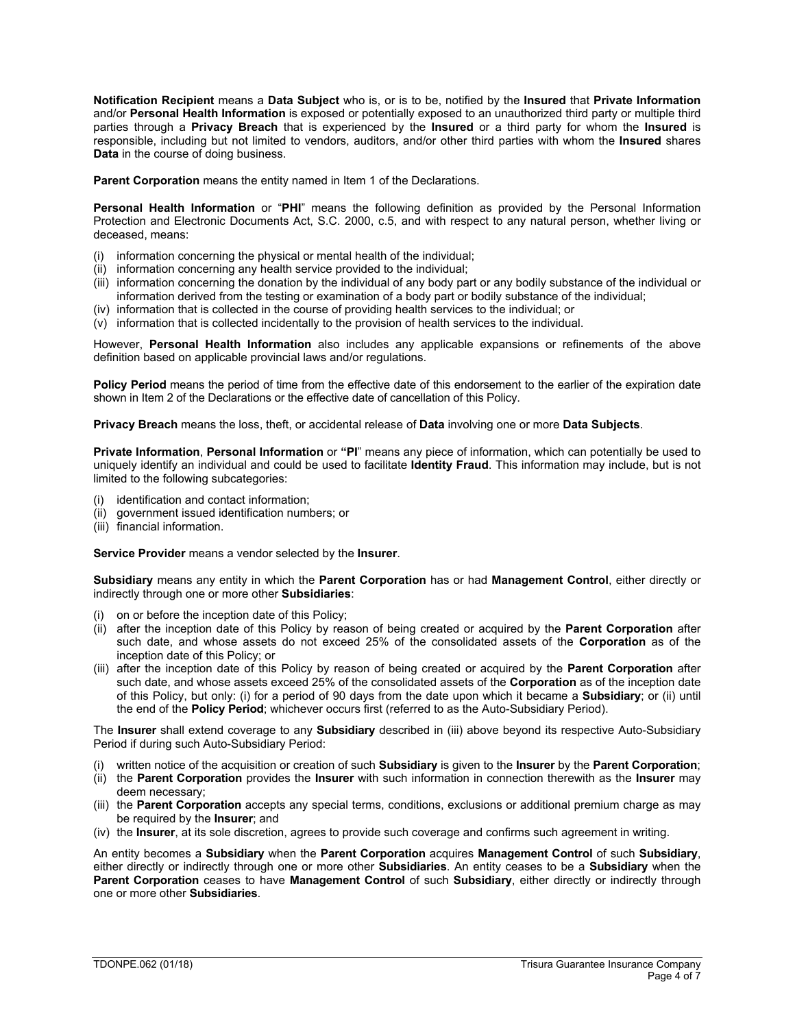**Notification Recipient** means a **Data Subject** who is, or is to be, notified by the **Insured** that **Private Information** and/or **Personal Health Information** is exposed or potentially exposed to an unauthorized third party or multiple third parties through a **Privacy Breach** that is experienced by the **Insured** or a third party for whom the **Insured** is responsible, including but not limited to vendors, auditors, and/or other third parties with whom the **Insured** shares **Data** in the course of doing business.

**Parent Corporation** means the entity named in Item 1 of the Declarations.

**Personal Health Information** or "**PHI**" means the following definition as provided by the Personal Information Protection and Electronic Documents Act, S.C. 2000, c.5, and with respect to any natural person, whether living or deceased, means:

(i) information concerning the physical or mental health of the individual;
(ii) information concerning any health service provided to the individual;
(iii) information concerning the donation by the individual of any body part or any bodily substance of the individual or information derived from the testing or examination of a body part or bodily substance of the individual;
(iv) information that is collected in the course of providing health services to the individual; or
(v) information that is collected incidentally to the provision of health services to the individual.

However, **Personal Health Information** also includes any applicable expansions or refinements of the above definition based on applicable provincial laws and/or regulations.

**Policy Period** means the period of time from the effective date of this endorsement to the earlier of the expiration date shown in Item 2 of the Declarations or the effective date of cancellation of this Policy.

**Privacy Breach** means the loss, theft, or accidental release of **Data** involving one or more **Data Subjects**.

**Private Information**, **Personal Information** or **"PI"** means any piece of information, which can potentially be used to uniquely identify an individual and could be used to facilitate **Identity Fraud**. This information may include, but is not limited to the following subcategories:

(i) identification and contact information;
(ii) government issued identification numbers; or
(iii) financial information.

**Service Provider** means a vendor selected by the **Insurer**.

**Subsidiary** means any entity in which the **Parent Corporation** has or had **Management Control**, either directly or indirectly through one or more other **Subsidiaries**:

(i) on or before the inception date of this Policy;
(ii) after the inception date of this Policy by reason of being created or acquired by the **Parent Corporation** after such date, and whose assets do not exceed 25% of the consolidated assets of the **Corporation** as of the inception date of this Policy; or
(iii) after the inception date of this Policy by reason of being created or acquired by the **Parent Corporation** after such date, and whose assets exceed 25% of the consolidated assets of the **Corporation** as of the inception date of this Policy, but only: (i) for a period of 90 days from the date upon which it became a **Subsidiary**; or (ii) until the end of the **Policy Period**; whichever occurs first (referred to as the Auto-Subsidiary Period).

The **Insurer** shall extend coverage to any **Subsidiary** described in (iii) above beyond its respective Auto-Subsidiary Period if during such Auto-Subsidiary Period:

(i) written notice of the acquisition or creation of such **Subsidiary** is given to the **Insurer** by the **Parent Corporation**;
(ii) the **Parent Corporation** provides the **Insurer** with such information in connection therewith as the **Insurer** may deem necessary;
(iii) the **Parent Corporation** accepts any special terms, conditions, exclusions or additional premium charge as may be required by the **Insurer**; and
(iv) the **Insurer**, at its sole discretion, agrees to provide such coverage and confirms such agreement in writing.

An entity becomes a **Subsidiary** when the **Parent Corporation** acquires **Management Control** of such **Subsidiary**, either directly or indirectly through one or more other **Subsidiaries**. An entity ceases to be a **Subsidiary** when the **Parent Corporation** ceases to have **Management Control** of such **Subsidiary**, either directly or indirectly through one or more other **Subsidiaries**.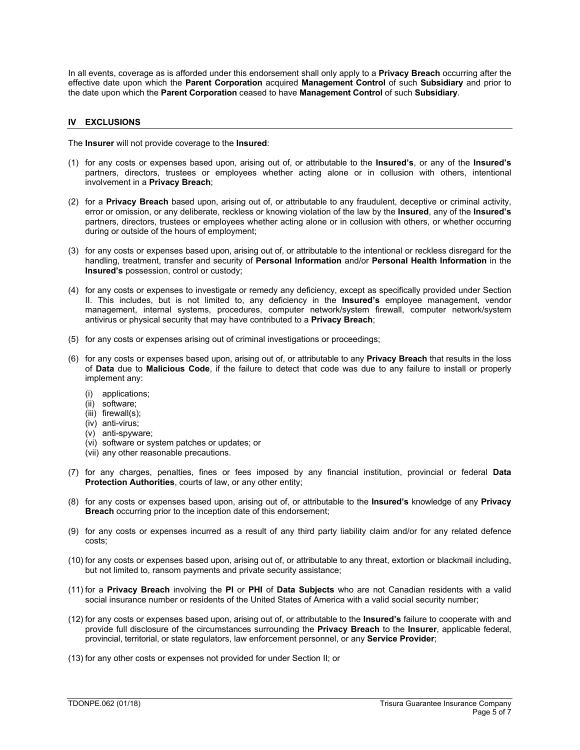In all events, coverage as is afforded under this endorsement shall only apply to a **Privacy Breach** occurring after the effective date upon which the **Parent Corporation** acquired **Management Control** of such **Subsidiary** and prior to the date upon which the **Parent Corporation** ceased to have **Management Control** of such **Subsidiary**.

## IV EXCLUSIONS

The **Insurer** will not provide coverage to the **Insured**:

(1) for any costs or expenses based upon, arising out of, or attributable to the **Insured's**, or any of the **Insured's** partners, directors, trustees or employees whether acting alone or in collusion with others, intentional involvement in a **Privacy Breach**;

(2) for a **Privacy Breach** based upon, arising out of, or attributable to any fraudulent, deceptive or criminal activity, error or omission, or any deliberate, reckless or knowing violation of the law by the **Insured**, any of the **Insured's** partners, directors, trustees or employees whether acting alone or in collusion with others, or whether occurring during or outside of the hours of employment;

(3) for any costs or expenses based upon, arising out of, or attributable to the intentional or reckless disregard for the handling, treatment, transfer and security of **Personal Information** and/or **Personal Health Information** in the **Insured's** possession, control or custody;

(4) for any costs or expenses to investigate or remedy any deficiency, except as specifically provided under Section II. This includes, but is not limited to, any deficiency in the **Insured's** employee management, vendor management, internal systems, procedures, computer network/system firewall, computer network/system antivirus or physical security that may have contributed to a **Privacy Breach**;

(5) for any costs or expenses arising out of criminal investigations or proceedings;

(6) for any costs or expenses based upon, arising out of, or attributable to any **Privacy Breach** that results in the loss of **Data** due to **Malicious Code**, if the failure to detect that code was due to any failure to install or properly implement any:

  (i) applications;
  (ii) software;
  (iii) firewall(s);
  (iv) anti-virus;
  (v) anti-spyware;
  (vi) software or system patches or updates; or
  (vii) any other reasonable precautions.

(7) for any charges, penalties, fines or fees imposed by any financial institution, provincial or federal **Data Protection Authorities**, courts of law, or any other entity;

(8) for any costs or expenses based upon, arising out of, or attributable to the **Insured's** knowledge of any **Privacy Breach** occurring prior to the inception date of this endorsement;

(9) for any costs or expenses incurred as a result of any third party liability claim and/or for any related defence costs;

(10) for any costs or expenses based upon, arising out of, or attributable to any threat, extortion or blackmail including, but not limited to, ransom payments and private security assistance;

(11) for a **Privacy Breach** involving the **PI** or **PHI** of **Data Subjects** who are not Canadian residents with a valid social insurance number or residents of the United States of America with a valid social security number;

(12) for any costs or expenses based upon, arising out of, or attributable to the **Insured's** failure to cooperate with and provide full disclosure of the circumstances surrounding the **Privacy Breach** to the **Insurer**, applicable federal, provincial, territorial, or state regulators, law enforcement personnel, or any **Service Provider**;

(13) for any other costs or expenses not provided for under Section II; or

TDONPE.062 (01/18) Trisura Guarantee Insurance Company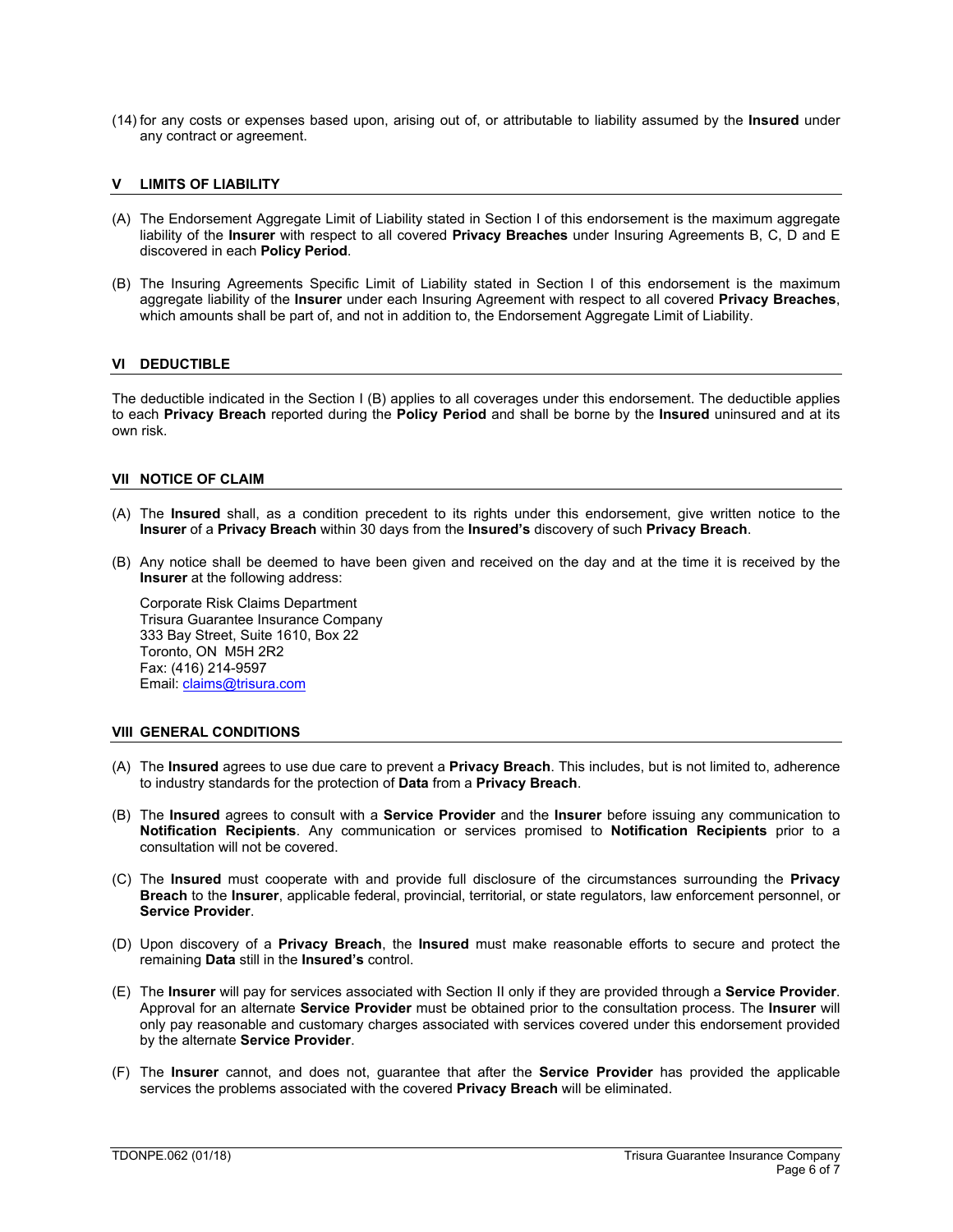(14) for any costs or expenses based upon, arising out of, or attributable to liability assumed by the **Insured** under any contract or agreement.

## V LIMITS OF LIABILITY

(A) The Endorsement Aggregate Limit of Liability stated in Section I of this endorsement is the maximum aggregate liability of the **Insurer** with respect to all covered **Privacy Breaches** under Insuring Agreements B, C, D and E discovered in each **Policy Period**.

(B) The Insuring Agreements Specific Limit of Liability stated in Section I of this endorsement is the maximum aggregate liability of the **Insurer** under each Insuring Agreement with respect to all covered **Privacy Breaches**, which amounts shall be part of, and not in addition to, the Endorsement Aggregate Limit of Liability.

## VI DEDUCTIBLE

The deductible indicated in the Section I (B) applies to all coverages under this endorsement. The deductible applies to each **Privacy Breach** reported during the **Policy Period** and shall be borne by the **Insured** uninsured and at its own risk.

## VII NOTICE OF CLAIM

(A) The **Insured** shall, as a condition precedent to its rights under this endorsement, give written notice to the **Insurer** of a **Privacy Breach** within 30 days from the **Insured's** discovery of such **Privacy Breach**.

(B) Any notice shall be deemed to have been given and received on the day and at the time it is received by the **Insurer** at the following address:

Corporate Risk Claims Department
Trisura Guarantee Insurance Company
333 Bay Street, Suite 1610, Box 22
Toronto, ON M5H 2R2
Fax: (416) 214-9597
Email: claims@trisura.com

## VIII GENERAL CONDITIONS

(A) The **Insured** agrees to use due care to prevent a **Privacy Breach**. This includes, but is not limited to, adherence to industry standards for the protection of **Data** from a **Privacy Breach**.

(B) The **Insured** agrees to consult with a **Service Provider** and the **Insurer** before issuing any communication to **Notification Recipients**. Any communication or services promised to **Notification Recipients** prior to a consultation will not be covered.

(C) The **Insured** must cooperate with and provide full disclosure of the circumstances surrounding the **Privacy Breach** to the **Insurer**, applicable federal, provincial, territorial, or state regulators, law enforcement personnel, or **Service Provider**.

(D) Upon discovery of a **Privacy Breach**, the **Insured** must make reasonable efforts to secure and protect the remaining **Data** still in the **Insured's** control.

(E) The **Insurer** will pay for services associated with Section II only if they are provided through a **Service Provider**. Approval for an alternate **Service Provider** must be obtained prior to the consultation process. The **Insurer** will only pay reasonable and customary charges associated with services covered under this endorsement provided by the alternate **Service Provider**.

(F) The **Insurer** cannot, and does not, guarantee that after the **Service Provider** has provided the applicable services the problems associated with the covered **Privacy Breach** will be eliminated.

TDONPE.062 (01/18) Trisura Guarantee Insurance Company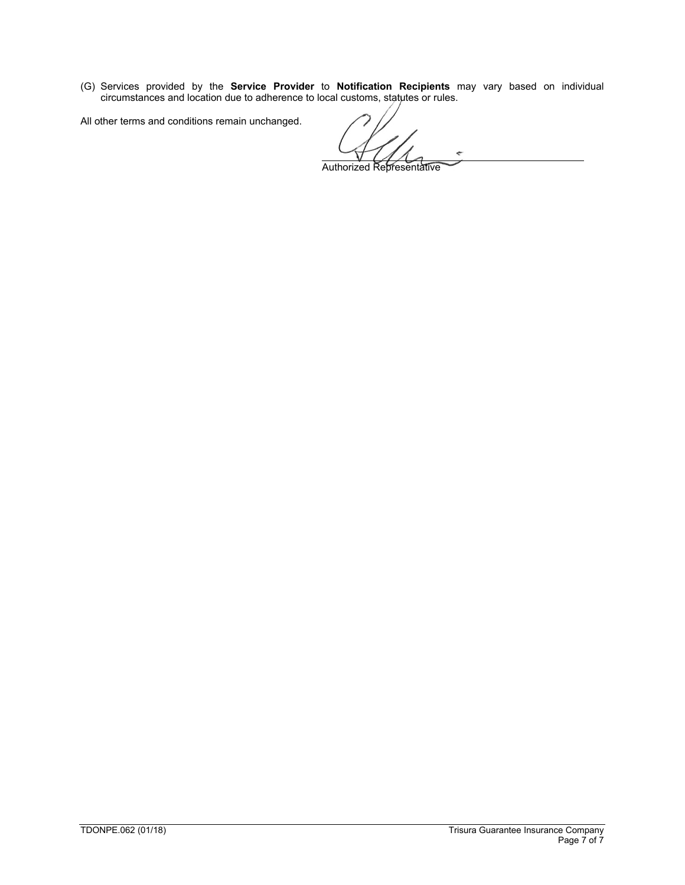(G) Services provided by the **Service Provider** to **Notification Recipients** may vary based on individual circumstances and location due to adherence to local customs, statutes or rules.

All other terms and conditions remain unchanged.

Authorized Representative

TDONPE.062 (01/18)

Trisura Guarantee Insurance Company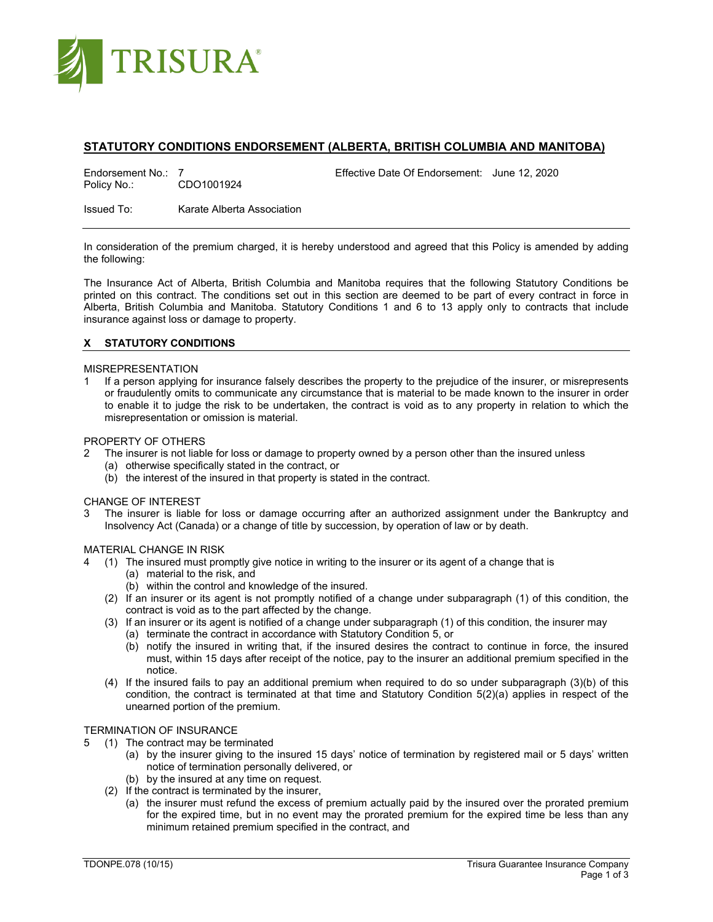TRISURA®

## STATUTORY CONDITIONS ENDORSEMENT (ALBERTA, BRITISH COLUMBIA AND MANITOBA)

Endorsement No.: 7  
Policy No.: CDO1001924

Effective Date Of Endorsement: June 12, 2020

Issued To: Karate Alberta Association

---

In consideration of the premium charged, it is hereby understood and agreed that this Policy is amended by adding the following:

The Insurance Act of Alberta, British Columbia and Manitoba requires that the following Statutory Conditions be printed on this contract. The conditions set out in this section are deemed to be part of every contract in force in Alberta, British Columbia and Manitoba. Statutory Conditions 1 and 6 to 13 apply only to contracts that include insurance against loss or damage to property.

### X STATUTORY CONDITIONS

MISREPRESENTATION

1 If a person applying for insurance falsely describes the property to the prejudice of the insurer, or misrepresents or fraudulently omits to communicate any circumstance that is material to be made known to the insurer in order to enable it to judge the risk to be undertaken, the contract is void as to any property in relation to which the misrepresentation or omission is material.

PROPERTY OF OTHERS

2 The insurer is not liable for loss or damage to property owned by a person other than the insured unless
  - (a) otherwise specifically stated in the contract, or
  - (b) the interest of the insured in that property is stated in the contract.

CHANGE OF INTEREST

3 The insurer is liable for loss or damage occurring after an authorized assignment under the Bankruptcy and Insolvency Act (Canada) or a change of title by succession, by operation of law or by death.

MATERIAL CHANGE IN RISK

4 (1) The insured must promptly give notice in writing to the insurer or its agent of a change that is
  - (a) material to the risk, and
  - (b) within the control and knowledge of the insured.

  (2) If an insurer or its agent is not promptly notified of a change under subparagraph (1) of this condition, the contract is void as to the part affected by the change.

  (3) If an insurer or its agent is notified of a change under subparagraph (1) of this condition, the insurer may
  - (a) terminate the contract in accordance with Statutory Condition 5, or
  - (b) notify the insured in writing that, if the insured desires the contract to continue in force, the insured must, within 15 days after receipt of the notice, pay to the insurer an additional premium specified in the notice.

  (4) If the insured fails to pay an additional premium when required to do so under subparagraph (3)(b) of this condition, the contract is terminated at that time and Statutory Condition 5(2)(a) applies in respect of the unearned portion of the premium.

TERMINATION OF INSURANCE

5 (1) The contract may be terminated
  - (a) by the insurer giving to the insured 15 days' notice of termination by registered mail or 5 days' written notice of termination personally delivered, or
  - (b) by the insured at any time on request.

  (2) If the contract is terminated by the insurer,
  - (a) the insurer must refund the excess of premium actually paid by the insured over the prorated premium for the expired time, but in no event may the prorated premium for the expired time be less than any minimum retained premium specified in the contract, and

TDONPE.078 (10/15) Trisura Guarantee Insurance Company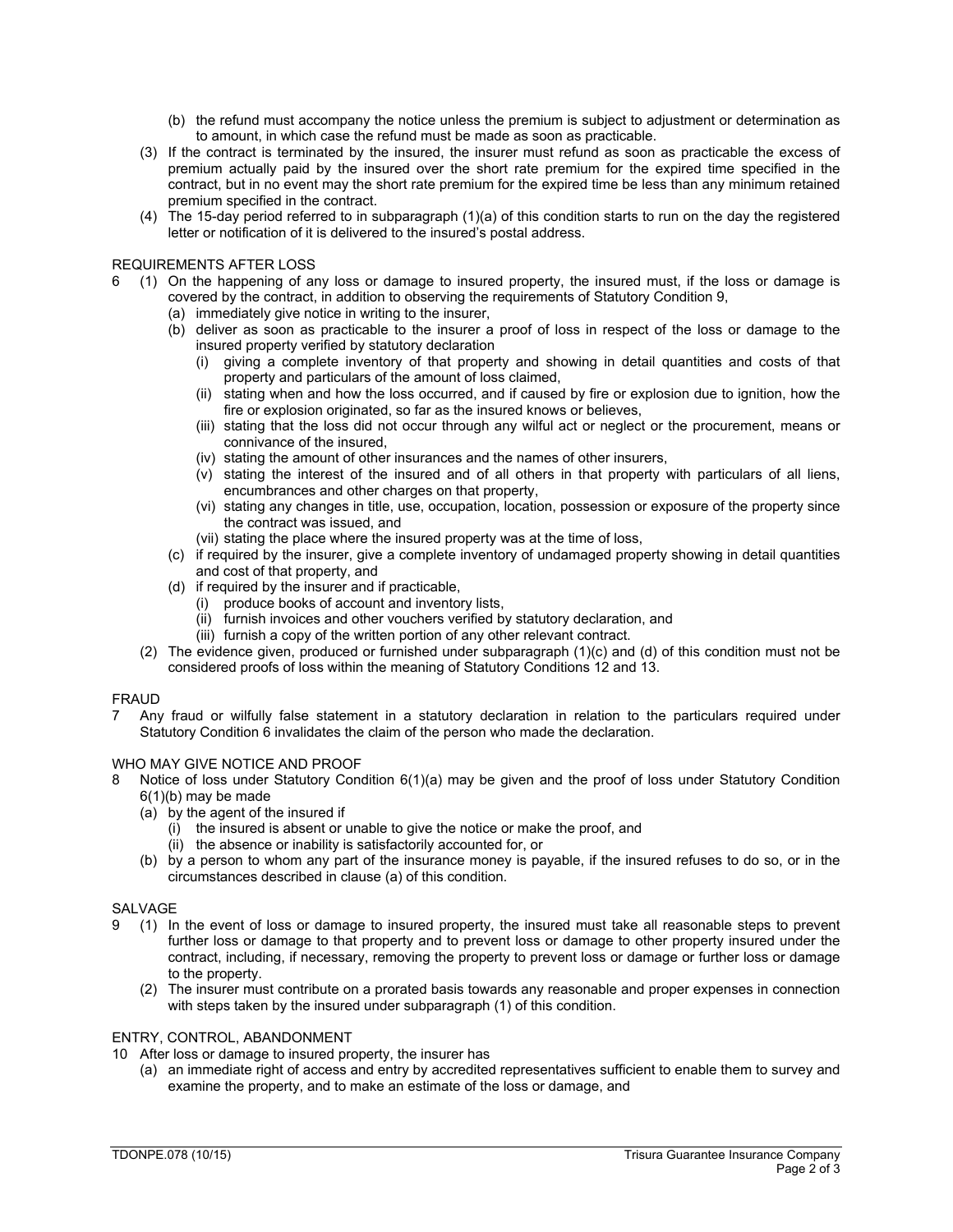(b) the refund must accompany the notice unless the premium is subject to adjustment or determination as to amount, in which case the refund must be made as soon as practicable.

(3) If the contract is terminated by the insured, the insurer must refund as soon as practicable the excess of premium actually paid by the insured over the short rate premium for the expired time specified in the contract, but in no event may the short rate premium for the expired time be less than any minimum retained premium specified in the contract.

(4) The 15-day period referred to in subparagraph (1)(a) of this condition starts to run on the day the registered letter or notification of it is delivered to the insured's postal address.

REQUIREMENTS AFTER LOSS

6 (1) On the happening of any loss or damage to insured property, the insured must, if the loss or damage is covered by the contract, in addition to observing the requirements of Statutory Condition 9,
  - (a) immediately give notice in writing to the insurer,
  - (b) deliver as soon as practicable to the insurer a proof of loss in respect of the loss or damage to the insured property verified by statutory declaration
    - (i) giving a complete inventory of that property and showing in detail quantities and costs of that property and particulars of the amount of loss claimed,
    - (ii) stating when and how the loss occurred, and if caused by fire or explosion due to ignition, how the fire or explosion originated, so far as the insured knows or believes,
    - (iii) stating that the loss did not occur through any wilful act or neglect or the procurement, means or connivance of the insured,
    - (iv) stating the amount of other insurances and the names of other insurers,
    - (v) stating the interest of the insured and of all others in that property with particulars of all liens, encumbrances and other charges on that property,
    - (vi) stating any changes in title, use, occupation, location, possession or exposure of the property since the contract was issued, and
    - (vii) stating the place where the insured property was at the time of loss,
  - (c) if required by the insurer, give a complete inventory of undamaged property showing in detail quantities and cost of that property, and
  - (d) if required by the insurer and if practicable,
    - (i) produce books of account and inventory lists,
    - (ii) furnish invoices and other vouchers verified by statutory declaration, and
    - (iii) furnish a copy of the written portion of any other relevant contract.

(2) The evidence given, produced or furnished under subparagraph (1)(c) and (d) of this condition must not be considered proofs of loss within the meaning of Statutory Conditions 12 and 13.

FRAUD

7 Any fraud or wilfully false statement in a statutory declaration in relation to the particulars required under Statutory Condition 6 invalidates the claim of the person who made the declaration.

WHO MAY GIVE NOTICE AND PROOF

8 Notice of loss under Statutory Condition 6(1)(a) may be given and the proof of loss under Statutory Condition 6(1)(b) may be made
  - (a) by the agent of the insured if
    - (i) the insured is absent or unable to give the notice or make the proof, and
    - (ii) the absence or inability is satisfactorily accounted for, or
  - (b) by a person to whom any part of the insurance money is payable, if the insured refuses to do so, or in the circumstances described in clause (a) of this condition.

SALVAGE

9 (1) In the event of loss or damage to insured property, the insured must take all reasonable steps to prevent further loss or damage to that property and to prevent loss or damage to other property insured under the contract, including, if necessary, removing the property to prevent loss or damage or further loss or damage to the property.

(2) The insurer must contribute on a prorated basis towards any reasonable and proper expenses in connection with steps taken by the insured under subparagraph (1) of this condition.

ENTRY, CONTROL, ABANDONMENT

10 After loss or damage to insured property, the insurer has
  - (a) an immediate right of access and entry by accredited representatives sufficient to enable them to survey and examine the property, and to make an estimate of the loss or damage, and

TDONPE.078 (10/15) Trisura Guarantee Insurance Company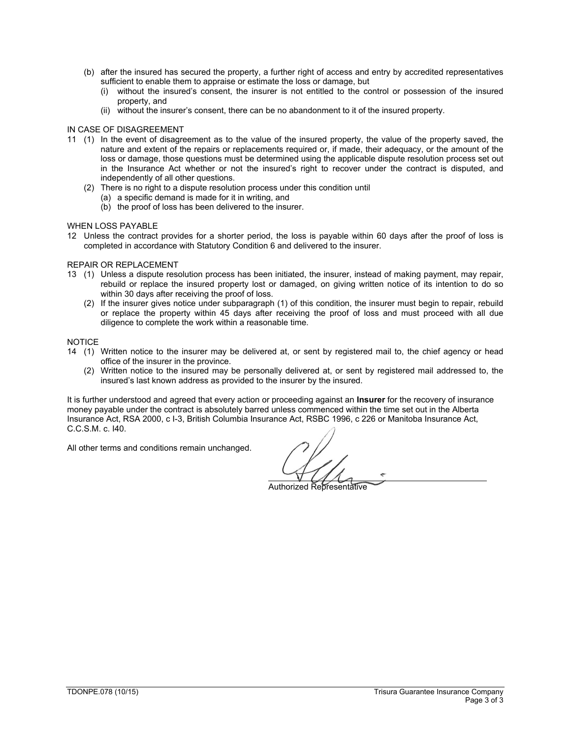(b) after the insured has secured the property, a further right of access and entry by accredited representatives sufficient to enable them to appraise or estimate the loss or damage, but
   (i) without the insured's consent, the insurer is not entitled to the control or possession of the insured property, and
   (ii) without the insurer's consent, there can be no abandonment to it of the insured property.

IN CASE OF DISAGREEMENT

11 (1) In the event of disagreement as to the value of the insured property, the value of the property saved, the nature and extent of the repairs or replacements required or, if made, their adequacy, or the amount of the loss or damage, those questions must be determined using the applicable dispute resolution process set out in the Insurance Act whether or not the insured's right to recover under the contract is disputed, and independently of all other questions.
   (2) There is no right to a dispute resolution process under this condition until
      (a) a specific demand is made for it in writing, and
      (b) the proof of loss has been delivered to the insurer.

WHEN LOSS PAYABLE

12 Unless the contract provides for a shorter period, the loss is payable within 60 days after the proof of loss is completed in accordance with Statutory Condition 6 and delivered to the insurer.

REPAIR OR REPLACEMENT

13 (1) Unless a dispute resolution process has been initiated, the insurer, instead of making payment, may repair, rebuild or replace the insured property lost or damaged, on giving written notice of its intention to do so within 30 days after receiving the proof of loss.
   (2) If the insurer gives notice under subparagraph (1) of this condition, the insurer must begin to repair, rebuild or replace the property within 45 days after receiving the proof of loss and must proceed with all due diligence to complete the work within a reasonable time.

NOTICE

14 (1) Written notice to the insurer may be delivered at, or sent by registered mail to, the chief agency or head office of the insurer in the province.
   (2) Written notice to the insured may be personally delivered at, or sent by registered mail addressed to, the insured's last known address as provided to the insurer by the insured.

It is further understood and agreed that every action or proceeding against an **Insurer** for the recovery of insurance money payable under the contract is absolutely barred unless commenced within the time set out in the Alberta Insurance Act, RSA 2000, c I-3, British Columbia Insurance Act, RSBC 1996, c 226 or Manitoba Insurance Act, C.C.S.M. c. I40.

All other terms and conditions remain unchanged.

Authorized Representative

TDONPE.078 (10/15) Trisura Guarantee Insurance Company